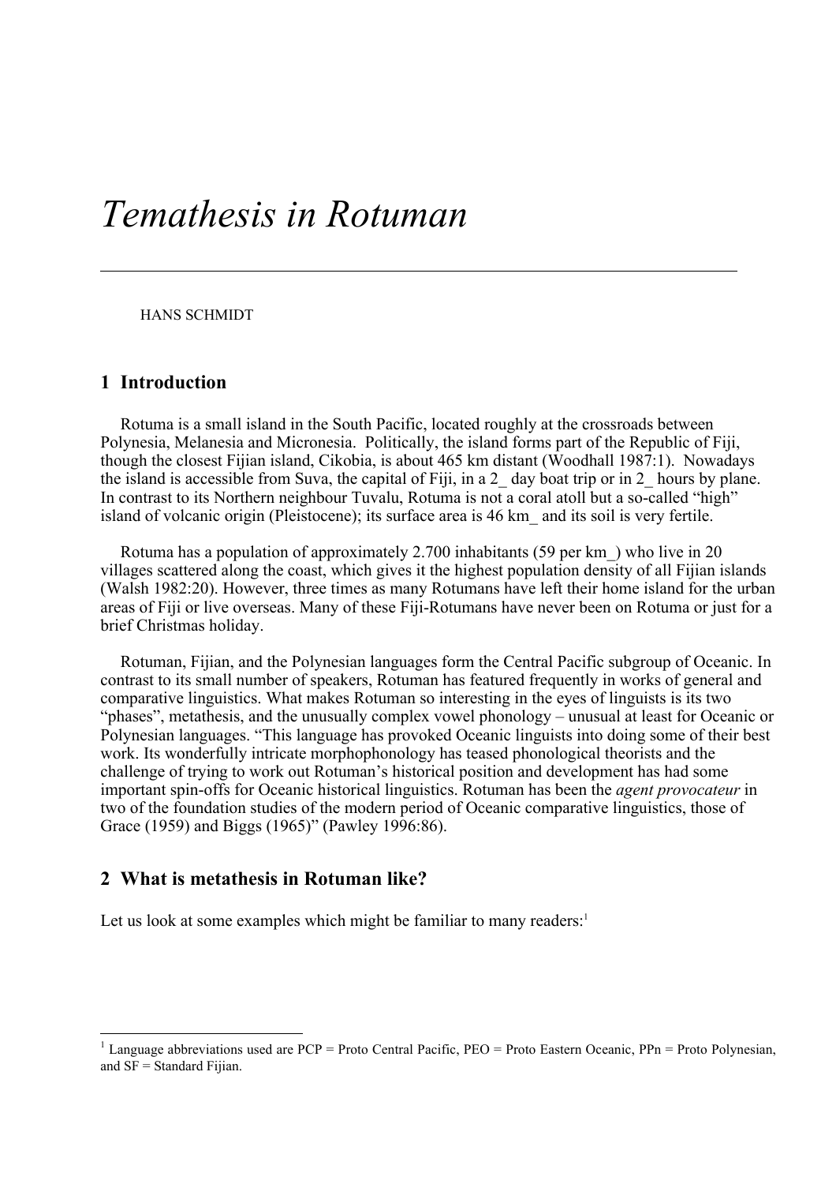# *Temathesis in Rotuman*

HANS SCHMIDT

## 1 Introduction

Rotuma is a small island in the South Pacific, located roughly at the crossroads between Polynesia, Melanesia and Micronesia. Politically, the island forms part of the Republic of Fiji, though the closest Fijian island, Cikobia, is about 465 km distant (Woodhall 1987:1). Nowadays the island is accessible from Suva, the capital of Fiji, in a 2_ day boat trip or in 2_ hours by plane. In contrast to its Northern neighbour Tuvalu, Rotuma is not a coral atoll but a so-called "high" island of volcanic origin (Pleistocene); its surface area is 46 km_ and its soil is very fertile.

Rotuma has a population of approximately 2.700 inhabitants (59 per km_) who live in 20 villages scattered along the coast, which gives it the highest population density of all Fijian islands (Walsh 1982:20). However, three times as many Rotumans have left their home island for the urban areas of Fiji or live overseas. Many of these Fiji-Rotumans have never been on Rotuma or just for a brief Christmas holiday.

Rotuman, Fijian, and the Polynesian languages form the Central Pacific subgroup of Oceanic. In contrast to its small number of speakers, Rotuman has featured frequently in works of general and comparative linguistics. What makes Rotuman so interesting in the eyes of linguists is its two "phases", metathesis, and the unusually complex vowel phonology – unusual at least for Oceanic or Polynesian languages. "This language has provoked Oceanic linguists into doing some of their best work. Its wonderfully intricate morphophonology has teased phonological theorists and the challenge of trying to work out Rotuman's historical position and development has had some important spin-offs for Oceanic historical linguistics. Rotuman has been the *agent provocateur* in two of the foundation studies of the modern period of Oceanic comparative linguistics, those of Grace (1959) and Biggs (1965)" (Pawley 1996:86).

## 2 What is metathesis in Rotuman like?

Let us look at some examples which might be familiar to many readers:[1]

[1] Language abbreviations used are PCP = Proto Central Pacific, PEO = Proto Eastern Oceanic, PPn = Proto Polynesian, and SF = Standard Fijian.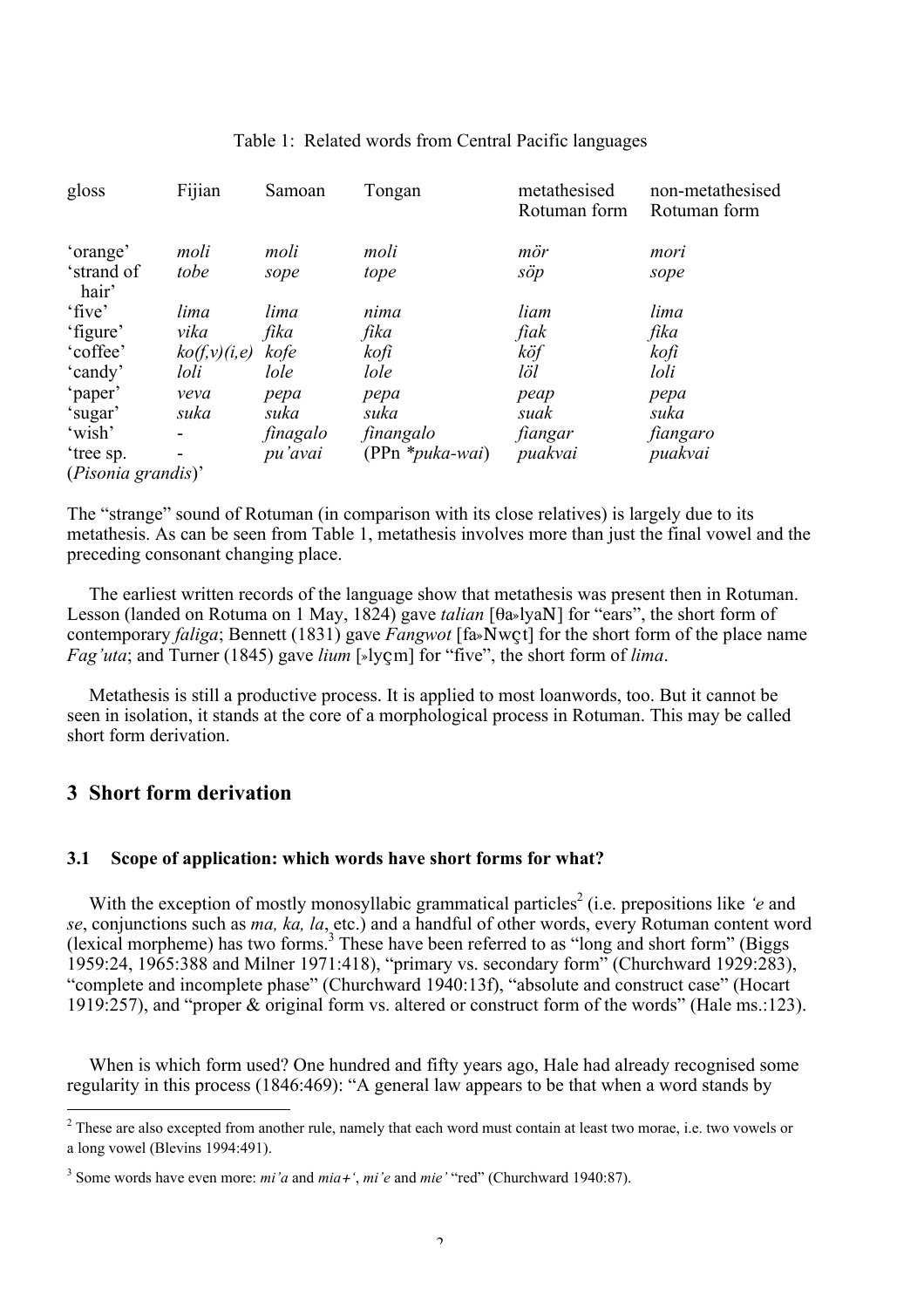Table 1: Related words from Central Pacific languages

| gloss | Fijian | Samoan | Tongan | metathesised Rotuman form | non-metathesised Rotuman form |
|---|---|---|---|---|---|
| 'orange' | *moli* | *moli* | *moli* | *mör* | *mori* |
| 'strand of hair' | *tobe* | *sope* | *tope* | *söp* | *sope* |
| 'five' | *lima* | *lima* | *nima* | *liam* | *lima* |
| 'figure' | *vika* | *fika* | *fika* | *fiak* | *fika* |
| 'coffee' | *ko(f,v)(i,e)* | *kofe* | *kofi* | *köf* | *kofi* |
| 'candy' | *loli* | *lole* | *lole* | *löl* | *loli* |
| 'paper' | *veva* | *pepa* | *pepa* | *peap* | *pepa* |
| 'sugar' | *suka* | *suka* | *suka* | *suak* | *suka* |
| 'wish' | - | *finagalo* | *finangalo* | *fiangar* | *fiangaro* |
| 'tree sp. (*Pisonia grandis*)' | - | *pu'avai* | (PPn **puka-wai*) | *puakvai* | *puakvai* |

The "strange" sound of Rotuman (in comparison with its close relatives) is largely due to its metathesis. As can be seen from Table 1, metathesis involves more than just the final vowel and the preceding consonant changing place.

The earliest written records of the language show that metathesis was present then in Rotuman. Lesson (landed on Rotuma on 1 May, 1824) gave *talian* [θa»lyaN] for "ears", the short form of contemporary *faliga*; Bennett (1831) gave *Fangwot* [fa»Nwçt] for the short form of the place name *Fag'uta*; and Turner (1845) gave *lium* [»lyçm] for "five", the short form of *lima*.

Metathesis is still a productive process. It is applied to most loanwords, too. But it cannot be seen in isolation, it stands at the core of a morphological process in Rotuman. This may be called short form derivation.

## 3 Short form derivation

### 3.1 Scope of application: which words have short forms for what?

With the exception of mostly monosyllabic grammatical particles[2] (i.e. prepositions like *'e* and *se*, conjunctions such as *ma, ka, la*, etc.) and a handful of other words, every Rotuman content word (lexical morpheme) has two forms.[3] These have been referred to as "long and short form" (Biggs 1959:24, 1965:388 and Milner 1971:418), "primary vs. secondary form" (Churchward 1929:283), "complete and incomplete phase" (Churchward 1940:13f), "absolute and construct case" (Hocart 1919:257), and "proper & original form vs. altered or construct form of the words" (Hale ms.:123).

When is which form used? One hundred and fifty years ago, Hale had already recognised some regularity in this process (1846:469): "A general law appears to be that when a word stands by

---

[2] These are also excepted from another rule, namely that each word must contain at least two morae, i.e. two vowels or a long vowel (Blevins 1994:491).

[3] Some words have even more: *mi'a* and *mia+'*, *mi'e* and *mie'* "red" (Churchward 1940:87).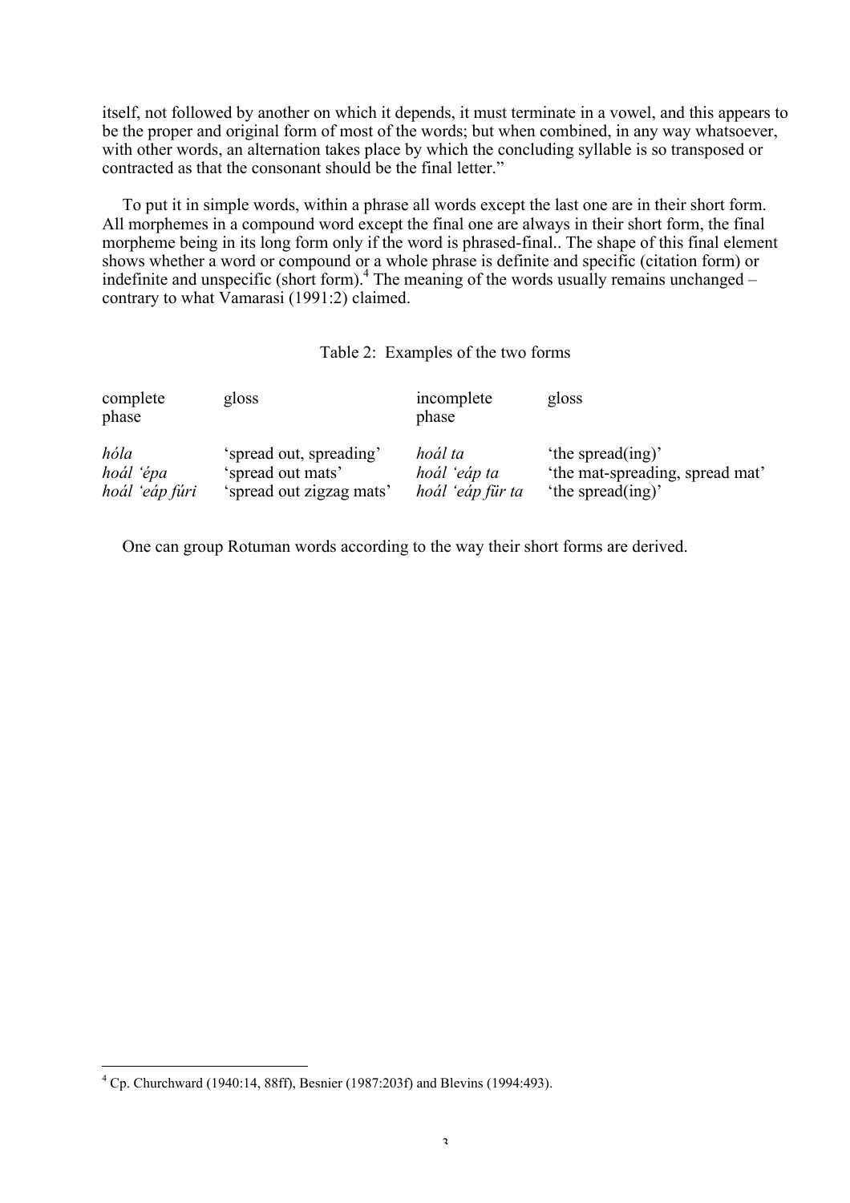itself, not followed by another on which it depends, it must terminate in a vowel, and this appears to be the proper and original form of most of the words; but when combined, in any way whatsoever, with other words, an alternation takes place by which the concluding syllable is so transposed or contracted as that the consonant should be the final letter."

To put it in simple words, within a phrase all words except the last one are in their short form. All morphemes in a compound word except the final one are always in their short form, the final morpheme being in its long form only if the word is phrased-final.. The shape of this final element shows whether a word or compound or a whole phrase is definite and specific (citation form) or indefinite and unspecific (short form).[4] The meaning of the words usually remains unchanged – contrary to what Vamarasi (1991:2) claimed.

Table 2: Examples of the two forms

| complete phase | gloss | incomplete phase | gloss |
|---|---|---|---|
| *hóla* | 'spread out, spreading' | *hoál ta* | 'the spread(ing)' |
| *hoál 'épa* | 'spread out mats' | *hoál 'eáp ta* | 'the mat-spreading, spread mat' |
| *hoál 'eáp fúri* | 'spread out zigzag mats' | *hoál 'eáp für ta* | 'the spread(ing)' |

One can group Rotuman words according to the way their short forms are derived.

[4] Cp. Churchward (1940:14, 88ff), Besnier (1987:203f) and Blevins (1994:493).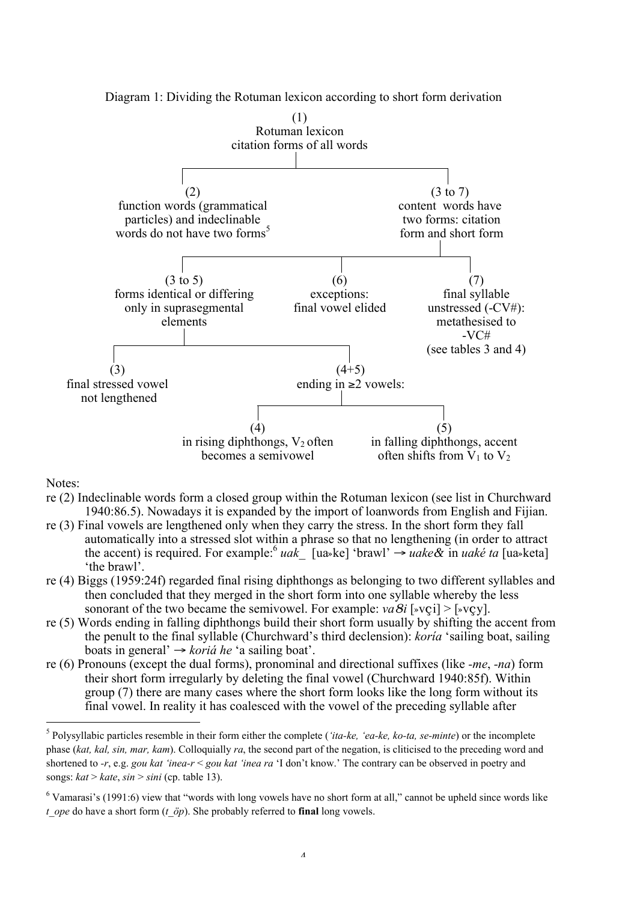Diagram 1: Dividing the Rotuman lexicon according to short form derivation

(1)
Rotuman lexicon
citation forms of all words

- (2) function words (grammatical particles) and indeclinable words do not have two forms[5]
- (3 to 7) content words have two forms: citation form and short form
  - (3 to 5) forms identical or differing only in suprasegmental elements
    - (3) final stressed vowel not lengthened
    - (4+5) ending in ≥2 vowels:
      - (4) in rising diphthongs, $V_2$ often becomes a semivowel
      - (5) in falling diphthongs, accent often shifts from $V_1$ to $V_2$
  - (6) exceptions: final vowel elided
  - (7) final syllable unstressed (-CV#): metathesised to -VC# (see tables 3 and 4)

Notes:

re (2) Indeclinable words form a closed group within the Rotuman lexicon (see list in Churchward 1940:86.5). Nowadays it is expanded by the import of loanwords from English and Fijian.

re (3) Final vowels are lengthened only when they carry the stress. In the short form they fall automatically into a stressed slot within a phrase so that no lengthening (in order to attract the accent) is required. For example:[6] *uak_* [ua»ke] 'brawl' → *uake&* in *uaké ta* [ua»keta] 'the brawl'.

re (4) Biggs (1959:24f) regarded final rising diphthongs as belonging to two different syllables and then concluded that they merged in the short form into one syllable whereby the less sonorant of the two became the semivowel. For example: *va8i* [»vçi] > [»vçy].

re (5) Words ending in falling diphthongs build their short form usually by shifting the accent from the penult to the final syllable (Churchward's third declension): *koría* 'sailing boat, sailing boats in general' → *koriá he* 'a sailing boat'.

re (6) Pronouns (except the dual forms), pronominal and directional suffixes (like *-me*, *-na*) form their short form irregularly by deleting the final vowel (Churchward 1940:85f). Within group (7) there are many cases where the short form looks like the long form without its final vowel. In reality it has coalesced with the vowel of the preceding syllable after

---

[5] Polysyllabic particles resemble in their form either the complete (*'ita-ke, 'ea-ke, ko-ta, se-minte*) or the incomplete phase (*kat, kal, sin, mar, kam*). Colloquially *ra*, the second part of the negation, is cliticised to the preceding word and shortened to *-r*, e.g. *gou kat 'inea-r* < *gou kat 'inea ra* 'I don't know.' The contrary can be observed in poetry and songs: *kat* > *kate*, *sin* > *sini* (cp. table 13).

[6] Vamarasi's (1991:6) view that "words with long vowels have no short form at all," cannot be upheld since words like *t_ope* do have a short form (*t_öp*). She probably referred to **final** long vowels.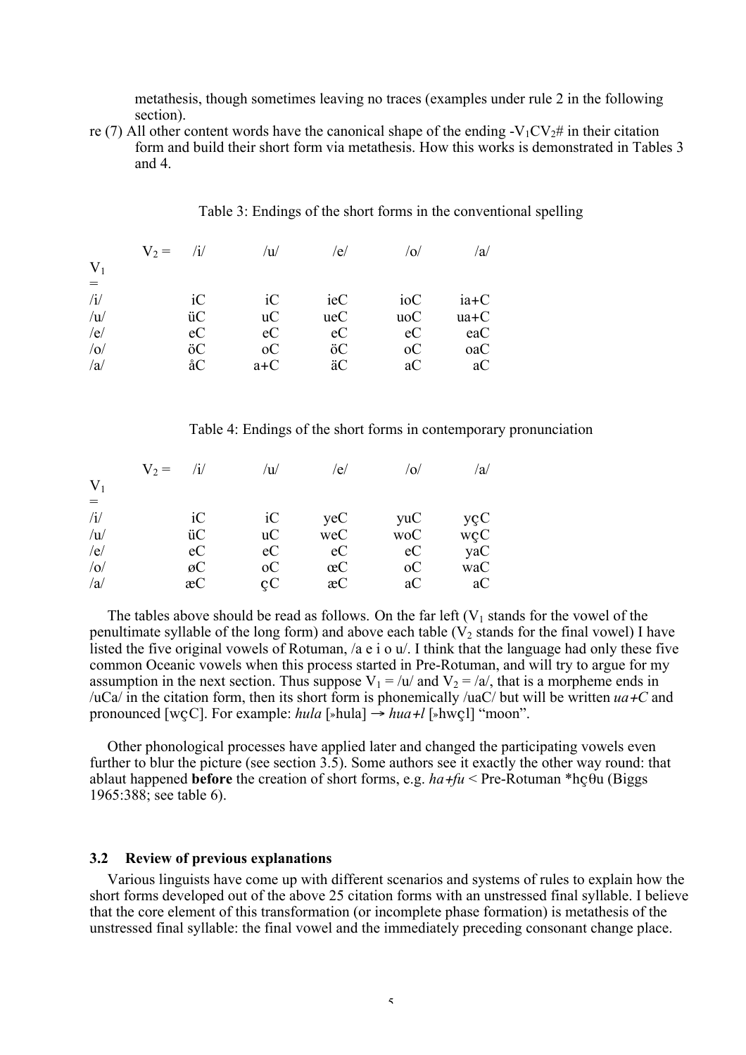metathesis, though sometimes leaving no traces (examples under rule 2 in the following section).

re (7) All other content words have the canonical shape of the ending -$V_1CV_2$# in their citation form and build their short form via metathesis. How this works is demonstrated in Tables 3 and 4.

Table 3: Endings of the short forms in the conventional spelling

| $V_1$ = \ $V_2$ = | /i/ | /u/ | /e/ | /o/ | /a/ |
|---|---|---|---|---|---|
| /i/ | iC | iC | ieC | ioC | ia+C |
| /u/ | üC | uC | ueC | uoC | ua+C |
| /e/ | eC | eC | eC | eC | eaC |
| /o/ | öC | oC | öC | oC | oaC |
| /a/ | åC | a+C | äC | aC | aC |

Table 4: Endings of the short forms in contemporary pronunciation

| $V_1$ = \ $V_2$ = | /i/ | /u/ | /e/ | /o/ | /a/ |
|---|---|---|---|---|---|
| /i/ | iC | iC | yeC | yuC | yçC |
| /u/ | üC | uC | weC | woC | wçC |
| /e/ | eC | eC | eC | eC | yaC |
| /o/ | øC | oC | œC | oC | waC |
| /a/ | æC | çC | æC | aC | aC |

The tables above should be read as follows. On the far left ($V_1$ stands for the vowel of the penultimate syllable of the long form) and above each table ($V_2$ stands for the final vowel) I have listed the five original vowels of Rotuman, /a e i o u/. I think that the language had only these five common Oceanic vowels when this process started in Pre-Rotuman, and will try to argue for my assumption in the next section. Thus suppose $V_1$ = /u/ and $V_2$ = /a/, that is a morpheme ends in /uCa/ in the citation form, then its short form is phonemically /uaC/ but will be written *ua+C* and pronounced [wçC]. For example: *hula* [»hula] → *hua+l* [»hwçl] "moon".

Other phonological processes have applied later and changed the participating vowels even further to blur the picture (see section 3.5). Some authors see it exactly the other way round: that ablaut happened **before** the creation of short forms, e.g. *ha+fu* < Pre-Rotuman *hçθu (Biggs 1965:388; see table 6).

### 3.2 Review of previous explanations

Various linguists have come up with different scenarios and systems of rules to explain how the short forms developed out of the above 25 citation forms with an unstressed final syllable. I believe that the core element of this transformation (or incomplete phase formation) is metathesis of the unstressed final syllable: the final vowel and the immediately preceding consonant change place.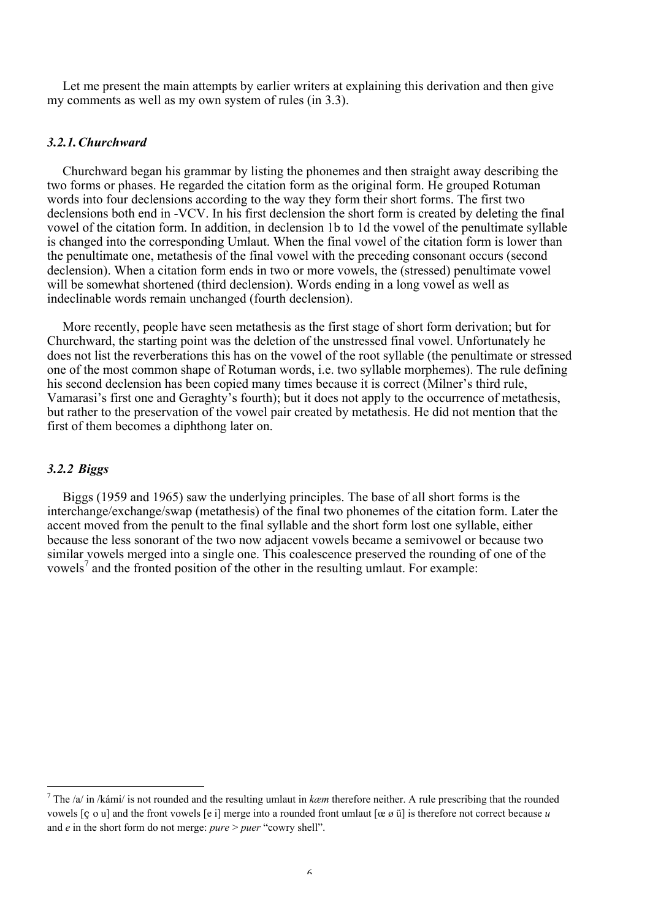Let me present the main attempts by earlier writers at explaining this derivation and then give my comments as well as my own system of rules (in 3.3).

### *3.2.1. Churchward*

Churchward began his grammar by listing the phonemes and then straight away describing the two forms or phases. He regarded the citation form as the original form. He grouped Rotuman words into four declensions according to the way they form their short forms. The first two declensions both end in -VCV. In his first declension the short form is created by deleting the final vowel of the citation form. In addition, in declension 1b to 1d the vowel of the penultimate syllable is changed into the corresponding Umlaut. When the final vowel of the citation form is lower than the penultimate one, metathesis of the final vowel with the preceding consonant occurs (second declension). When a citation form ends in two or more vowels, the (stressed) penultimate vowel will be somewhat shortened (third declension). Words ending in a long vowel as well as indeclinable words remain unchanged (fourth declension).

More recently, people have seen metathesis as the first stage of short form derivation; but for Churchward, the starting point was the deletion of the unstressed final vowel. Unfortunately he does not list the reverberations this has on the vowel of the root syllable (the penultimate or stressed one of the most common shape of Rotuman words, i.e. two syllable morphemes). The rule defining his second declension has been copied many times because it is correct (Milner's third rule, Vamarasi's first one and Geraghty's fourth); but it does not apply to the occurrence of metathesis, but rather to the preservation of the vowel pair created by metathesis. He did not mention that the first of them becomes a diphthong later on.

### *3.2.2 Biggs*

Biggs (1959 and 1965) saw the underlying principles. The base of all short forms is the interchange/exchange/swap (metathesis) of the final two phonemes of the citation form. Later the accent moved from the penult to the final syllable and the short form lost one syllable, either because the less sonorant of the two now adjacent vowels became a semivowel or because two similar vowels merged into a single one. This coalescence preserved the rounding of one of the vowels[7] and the fronted position of the other in the resulting umlaut. For example:

---

[7] The /a/ in /kámi/ is not rounded and the resulting umlaut in *kæm* therefore neither. A rule prescribing that the rounded vowels [ç o u] and the front vowels [e i] merge into a rounded front umlaut [œ ø ü] is therefore not correct because *u* and *e* in the short form do not merge: *pure* > *puer* "cowry shell".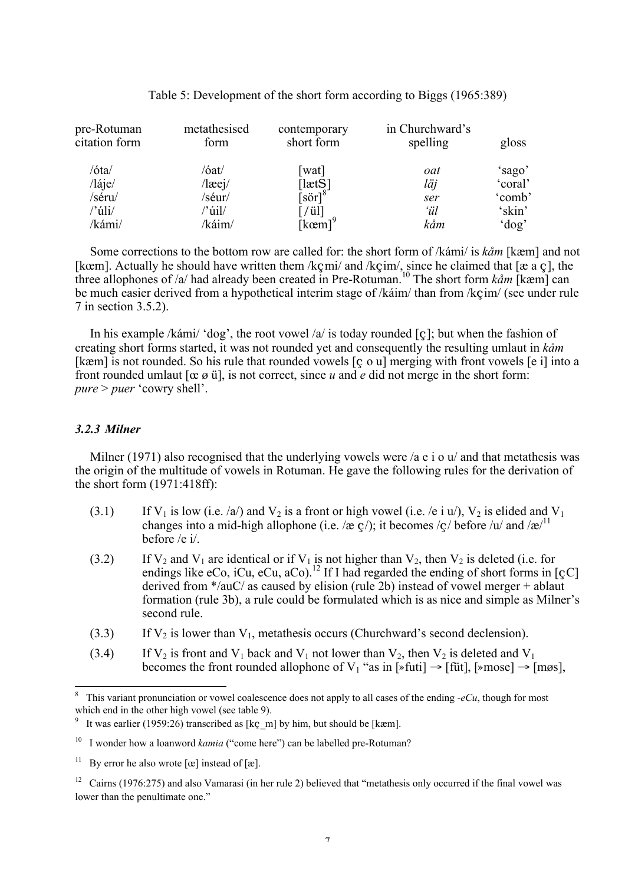Table 5: Development of the short form according to Biggs (1965:389)

| pre-Rotuman citation form | metathesised form | contemporary short form | in Churchward's spelling | gloss |
|---|---|---|---|---|
| /óta/ | /óat/ | [wat] | *oat* | 'sago' |
| /láje/ | /læej/ | [lætS] | *läj* | 'coral' |
| /séru/ | /séur/ | [sör][8] | *ser* | 'comb' |
| /'úli/ | /'úil/ | [/ül] | *'ül* | 'skin' |
| /kámi/ | /káim/ | [kœm][9] | *kåm* | 'dog' |

Some corrections to the bottom row are called for: the short form of /kámi/ is *kåm* [kæm] and not [kœm]. Actually he should have written them /kçmi/ and /kçim/, since he claimed that [æ a ç], the three allophones of /a/ had already been created in Pre-Rotuman.[10] The short form *kåm* [kæm] can be much easier derived from a hypothetical interim stage of /káim/ than from /kçim/ (see under rule 7 in section 3.5.2).

In his example /kámi/ 'dog', the root vowel /a/ is today rounded [ç]; but when the fashion of creating short forms started, it was not rounded yet and consequently the resulting umlaut in *kåm* [kæm] is not rounded. So his rule that rounded vowels [ç o u] merging with front vowels [e i] into a front rounded umlaut [œ ø ü], is not correct, since *u* and *e* did not merge in the short form: *pure* > *puer* 'cowry shell'.

### *3.2.3 Milner*

Milner (1971) also recognised that the underlying vowels were /a e i o u/ and that metathesis was the origin of the multitude of vowels in Rotuman. He gave the following rules for the derivation of the short form (1971:418ff):

(3.1) If $V_1$ is low (i.e. /a/) and $V_2$ is a front or high vowel (i.e. /e i u/), $V_2$ is elided and $V_1$ changes into a mid-high allophone (i.e. /æ ç/); it becomes /ç/ before /u/ and /æ/[11] before /e i/.

(3.2) If $V_2$ and $V_1$ are identical or if $V_1$ is not higher than $V_2$, then $V_2$ is deleted (i.e. for endings like eCo, iCu, eCu, aCo).[12] If I had regarded the ending of short forms in [çC] derived from */auC/ as caused by elision (rule 2b) instead of vowel merger + ablaut formation (rule 3b), a rule could be formulated which is as nice and simple as Milner's second rule.

(3.3) If $V_2$ is lower than $V_1$, metathesis occurs (Churchward's second declension).

(3.4) If $V_2$ is front and $V_1$ back and $V_1$ not lower than $V_2$, then $V_2$ is deleted and $V_1$ becomes the front rounded allophone of $V_1$ "as in [»futi] → [füt], [»mose] → [møs],

---

[8] This variant pronunciation or vowel coalescence does not apply to all cases of the ending *-eCu*, though for most which end in the other high vowel (see table 9).

[9] It was earlier (1959:26) transcribed as [kç_m] by him, but should be [kæm].

[10] I wonder how a loanword *kamia* ("come here") can be labelled pre-Rotuman?

[11] By error he also wrote [œ] instead of [æ].

[12] Cairns (1976:275) and also Vamarasi (in her rule 2) believed that "metathesis only occurred if the final vowel was lower than the penultimate one."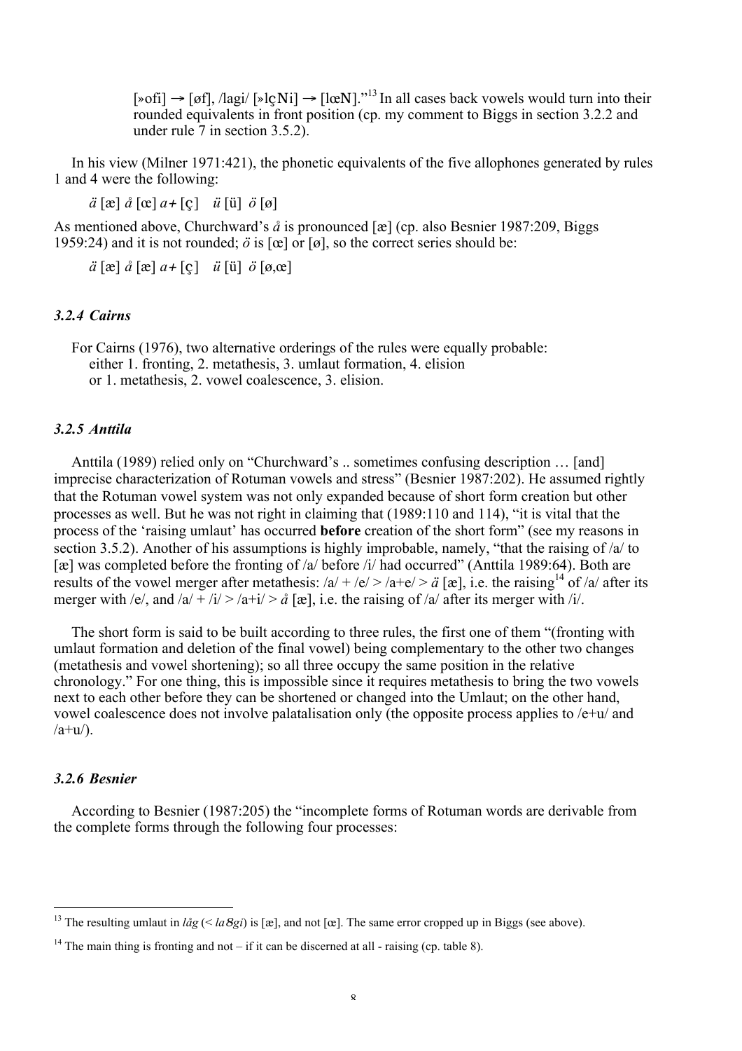[»ofi] → [øf], /lagi/ [»lçNi] → [lœN]."[13] In all cases back vowels would turn into their rounded equivalents in front position (cp. my comment to Biggs in section 3.2.2 and under rule 7 in section 3.5.2).

In his view (Milner 1971:421), the phonetic equivalents of the five allophones generated by rules 1 and 4 were the following:

*ä* [æ] *å* [œ] *a+* [ç] *ü* [ü] *ö* [ø]

As mentioned above, Churchward's *å* is pronounced [æ] (cp. also Besnier 1987:209, Biggs 1959:24) and it is not rounded; *ö* is [œ] or [ø], so the correct series should be:

*ä* [æ] *å* [æ] *a+* [ç] *ü* [ü] *ö* [ø,œ]

### *3.2.4 Cairns*

For Cairns (1976), two alternative orderings of the rules were equally probable:
either 1. fronting, 2. metathesis, 3. umlaut formation, 4. elision
or 1. metathesis, 2. vowel coalescence, 3. elision.

### *3.2.5 Anttila*

Anttila (1989) relied only on "Churchward's .. sometimes confusing description … [and] imprecise characterization of Rotuman vowels and stress" (Besnier 1987:202). He assumed rightly that the Rotuman vowel system was not only expanded because of short form creation but other processes as well. But he was not right in claiming that (1989:110 and 114), "it is vital that the process of the 'raising umlaut' has occurred **before** creation of the short form" (see my reasons in section 3.5.2). Another of his assumptions is highly improbable, namely, "that the raising of /a/ to [æ] was completed before the fronting of /a/ before /i/ had occurred" (Anttila 1989:64). Both are results of the vowel merger after metathesis: /a/ + /e/ > /a+e/ > *ä* [æ], i.e. the raising[14] of /a/ after its merger with /e/, and /a/ + /i/ > /a+i/ > *å* [æ], i.e. the raising of /a/ after its merger with /i/.

The short form is said to be built according to three rules, the first one of them "(fronting with umlaut formation and deletion of the final vowel) being complementary to the other two changes (metathesis and vowel shortening); so all three occupy the same position in the relative chronology." For one thing, this is impossible since it requires metathesis to bring the two vowels next to each other before they can be shortened or changed into the Umlaut; on the other hand, vowel coalescence does not involve palatalisation only (the opposite process applies to /e+u/ and /a+u/).

### *3.2.6 Besnier*

According to Besnier (1987:205) the "incomplete forms of Rotuman words are derivable from the complete forms through the following four processes:

---

[13] The resulting umlaut in *låg* (< *la8gi*) is [æ], and not [œ]. The same error cropped up in Biggs (see above).

[14] The main thing is fronting and not – if it can be discerned at all - raising (cp. table 8).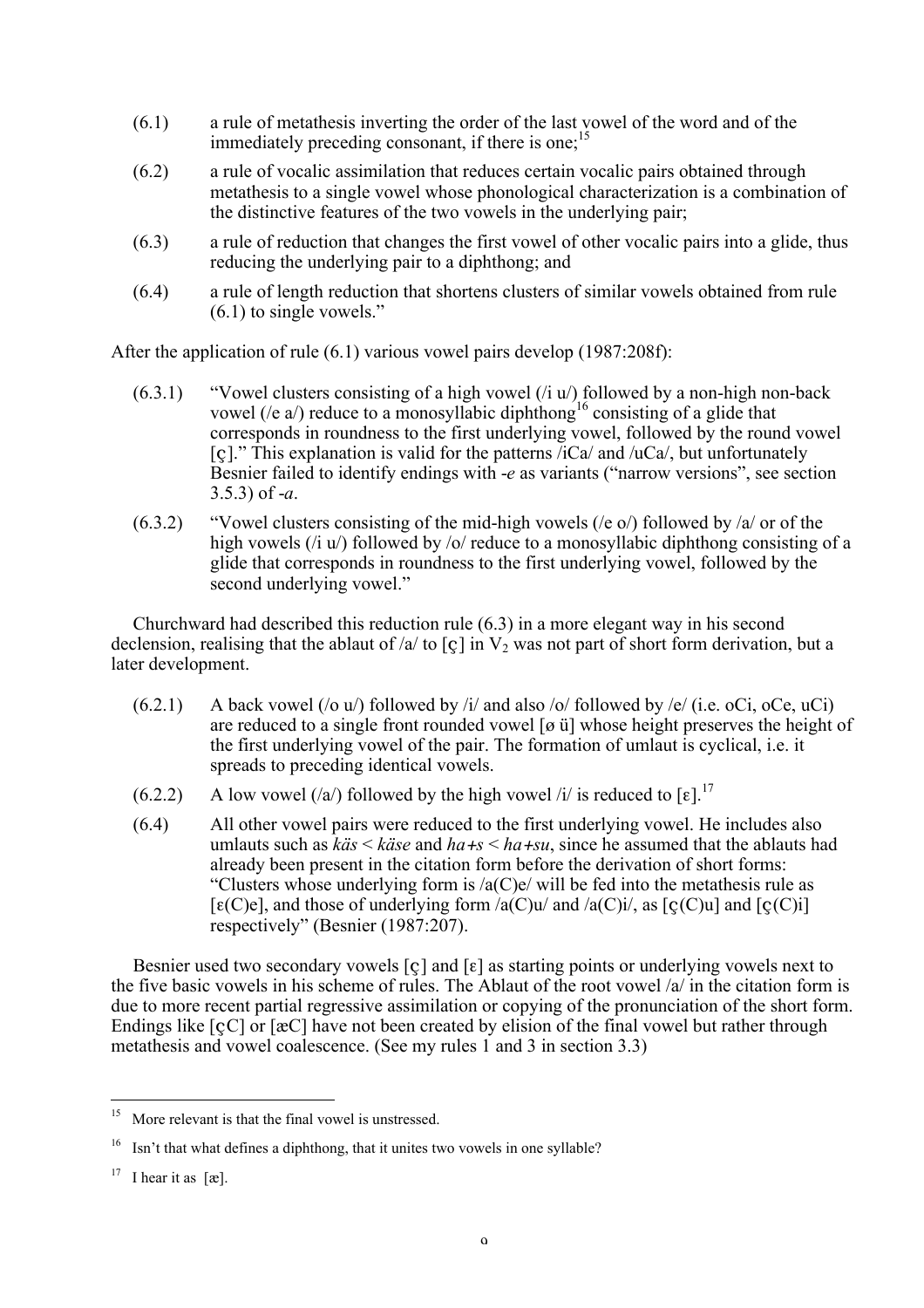(6.1) a rule of metathesis inverting the order of the last vowel of the word and of the immediately preceding consonant, if there is one;[15]

(6.2) a rule of vocalic assimilation that reduces certain vocalic pairs obtained through metathesis to a single vowel whose phonological characterization is a combination of the distinctive features of the two vowels in the underlying pair;

(6.3) a rule of reduction that changes the first vowel of other vocalic pairs into a glide, thus reducing the underlying pair to a diphthong; and

(6.4) a rule of length reduction that shortens clusters of similar vowels obtained from rule (6.1) to single vowels."

After the application of rule (6.1) various vowel pairs develop (1987:208f):

(6.3.1) "Vowel clusters consisting of a high vowel (/i u/) followed by a non-high non-back vowel (/e a/) reduce to a monosyllabic diphthong[16] consisting of a glide that corresponds in roundness to the first underlying vowel, followed by the round vowel [ǫ]." This explanation is valid for the patterns /iCa/ and /uCa/, but unfortunately Besnier failed to identify endings with *-e* as variants ("narrow versions", see section 3.5.3) of *-a*.

(6.3.2) "Vowel clusters consisting of the mid-high vowels (/e o/) followed by /a/ or of the high vowels (/i u/) followed by /o/ reduce to a monosyllabic diphthong consisting of a glide that corresponds in roundness to the first underlying vowel, followed by the second underlying vowel."

Churchward had described this reduction rule (6.3) in a more elegant way in his second declension, realising that the ablaut of /a/ to [ǫ] in $V_2$ was not part of short form derivation, but a later development.

(6.2.1) A back vowel (/o u/) followed by /i/ and also /o/ followed by /e/ (i.e. oCi, oCe, uCi) are reduced to a single front rounded vowel [ø ü] whose height preserves the height of the first underlying vowel of the pair. The formation of umlaut is cyclical, i.e. it spreads to preceding identical vowels.

(6.2.2) A low vowel (/a/) followed by the high vowel /i/ is reduced to [ɛ].[17]

(6.4) All other vowel pairs were reduced to the first underlying vowel. He includes also umlauts such as *käs* < *käse* and *ha+s* < *ha+su*, since he assumed that the ablauts had already been present in the citation form before the derivation of short forms: "Clusters whose underlying form is /a(C)e/ will be fed into the metathesis rule as [ɛ(C)e], and those of underlying form /a(C)u/ and /a(C)i/, as [ǫ(C)u] and [ǫ(C)i] respectively" (Besnier (1987:207).

Besnier used two secondary vowels [ǫ] and [ɛ] as starting points or underlying vowels next to the five basic vowels in his scheme of rules. The Ablaut of the root vowel /a/ in the citation form is due to more recent partial regressive assimilation or copying of the pronunciation of the short form. Endings like [ǫC] or [æC] have not been created by elision of the final vowel but rather through metathesis and vowel coalescence. (See my rules 1 and 3 in section 3.3)

---

[15] More relevant is that the final vowel is unstressed.

[16] Isn't that what defines a diphthong, that it unites two vowels in one syllable?

[17] I hear it as [æ].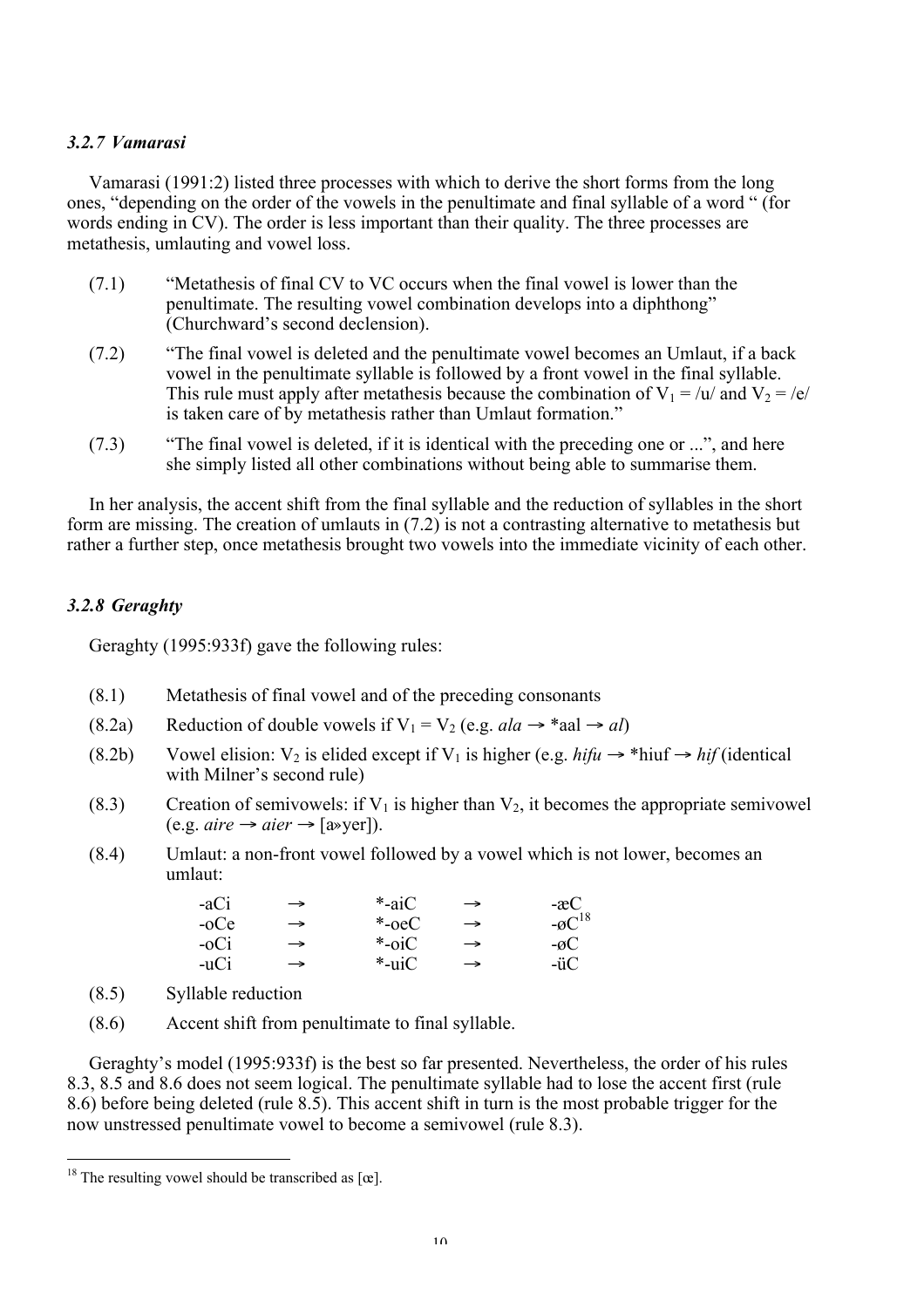### *3.2.7 Vamarasi*

Vamarasi (1991:2) listed three processes with which to derive the short forms from the long ones, "depending on the order of the vowels in the penultimate and final syllable of a word " (for words ending in CV). The order is less important than their quality. The three processes are metathesis, umlauting and vowel loss.

(7.1) "Metathesis of final CV to VC occurs when the final vowel is lower than the penultimate. The resulting vowel combination develops into a diphthong" (Churchward's second declension).

(7.2) "The final vowel is deleted and the penultimate vowel becomes an Umlaut, if a back vowel in the penultimate syllable is followed by a front vowel in the final syllable. This rule must apply after metathesis because the combination of $V_1$ = /u/ and $V_2$ = /e/ is taken care of by metathesis rather than Umlaut formation."

(7.3) "The final vowel is deleted, if it is identical with the preceding one or ...", and here she simply listed all other combinations without being able to summarise them.

In her analysis, the accent shift from the final syllable and the reduction of syllables in the short form are missing. The creation of umlauts in (7.2) is not a contrasting alternative to metathesis but rather a further step, once metathesis brought two vowels into the immediate vicinity of each other.

### *3.2.8 Geraghty*

Geraghty (1995:933f) gave the following rules:

(8.1) Metathesis of final vowel and of the preceding consonants

(8.2a) Reduction of double vowels if $V_1 = V_2$ (e.g. *ala* → *aal → *al*)

(8.2b) Vowel elision: $V_2$ is elided except if $V_1$ is higher (e.g. *hifu* → *hiuf → *hif* (identical with Milner's second rule)

(8.3) Creation of semivowels: if $V_1$ is higher than $V_2$, it becomes the appropriate semivowel (e.g. *aire* → *aier* → [a»yer]).

(8.4) Umlaut: a non-front vowel followed by a vowel which is not lower, becomes an umlaut:

| | | | | |
|---|---|---|---|---|
| -aCi | → | *-aiC | → | -æC |
| -oCe | → | *-oeC | → | -øC[18] |
| -oCi | → | *-oiC | → | -øC |
| -uCi | → | *-uiC | → | -üC |

(8.5) Syllable reduction

(8.6) Accent shift from penultimate to final syllable.

Geraghty's model (1995:933f) is the best so far presented. Nevertheless, the order of his rules 8.3, 8.5 and 8.6 does not seem logical. The penultimate syllable had to lose the accent first (rule 8.6) before being deleted (rule 8.5). This accent shift in turn is the most probable trigger for the now unstressed penultimate vowel to become a semivowel (rule 8.3).

---

[18] The resulting vowel should be transcribed as [œ].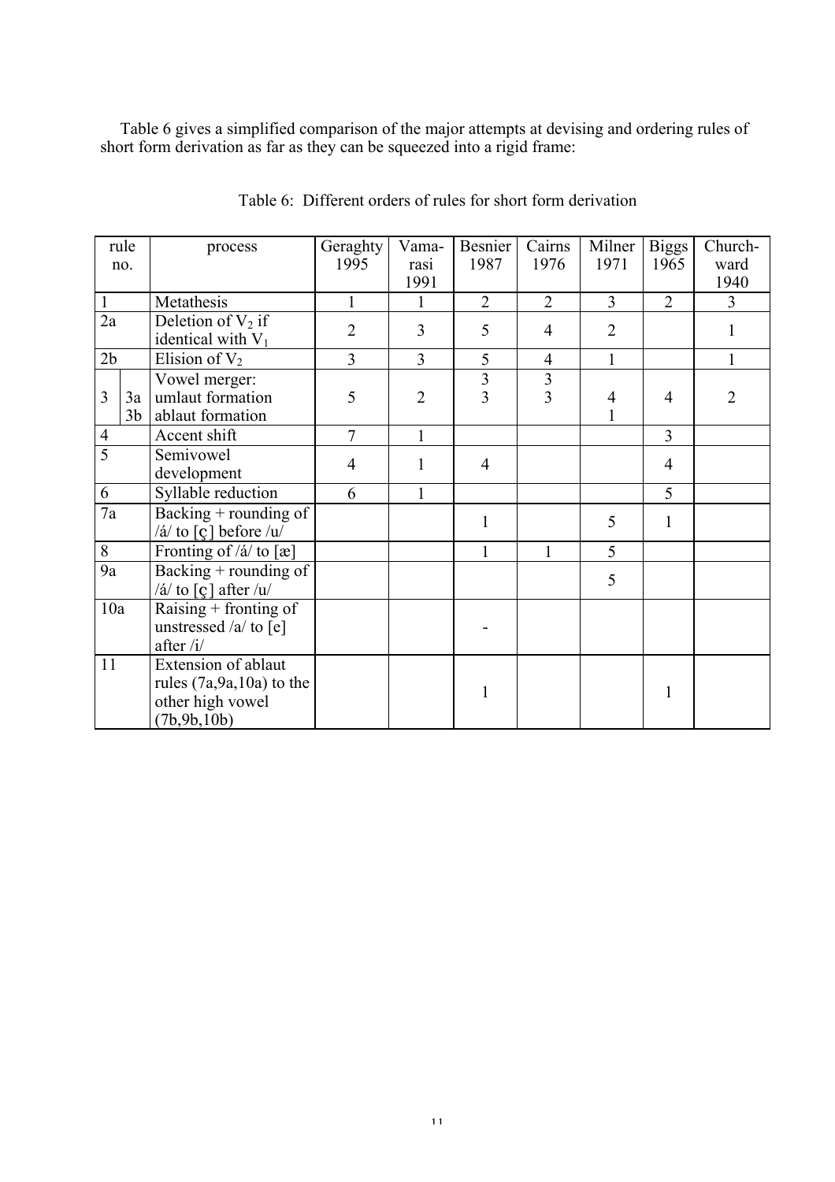Table 6 gives a simplified comparison of the major attempts at devising and ordering rules of short form derivation as far as they can be squeezed into a rigid frame:

Table 6: Different orders of rules for short form derivation

| rule no. | | process | Geraghty 1995 | Vama-rasi 1991 | Besnier 1987 | Cairns 1976 | Milner 1971 | Biggs 1965 | Church-ward 1940 |
|---|---|---|---|---|---|---|---|---|---|
| 1 | | Metathesis | 1 | 1 | 2 | 2 | 3 | 2 | 3 |
| 2a | | Deletion of $V_2$ if identical with $V_1$ | 2 | 3 | 5 | 4 | 2 | | 1 |
| 2b | | Elision of $V_2$ | 3 | 3 | 5 | 4 | 1 | | 1 |
| 3 | | Vowel merger: | 5 | 2 | | | | 4 | 2 |
| | 3a | umlaut formation | | | 3 | 3 | 4 | | |
| | 3b | ablaut formation | | | 3 | 3 | 1 | | |
| 4 | | Accent shift | 7 | 1 | | | | 3 | |
| 5 | | Semivowel development | 4 | 1 | 4 | | | 4 | |
| 6 | | Syllable reduction | 6 | 1 | | | | 5 | |
| 7a | | Backing + rounding of /á/ to [ǫ] before /u/ | | | 1 | | 5 | 1 | |
| 8 | | Fronting of /á/ to [æ] | | | 1 | 1 | 5 | | |
| 9a | | Backing + rounding of /á/ to [ǫ] after /u/ | | | | | 5 | | |
| 10a | | Raising + fronting of unstressed /a/ to [e] after /i/ | | | - | | | | |
| 11 | | Extension of ablaut rules (7a,9a,10a) to the other high vowel (7b,9b,10b) | | | 1 | | | 1 | |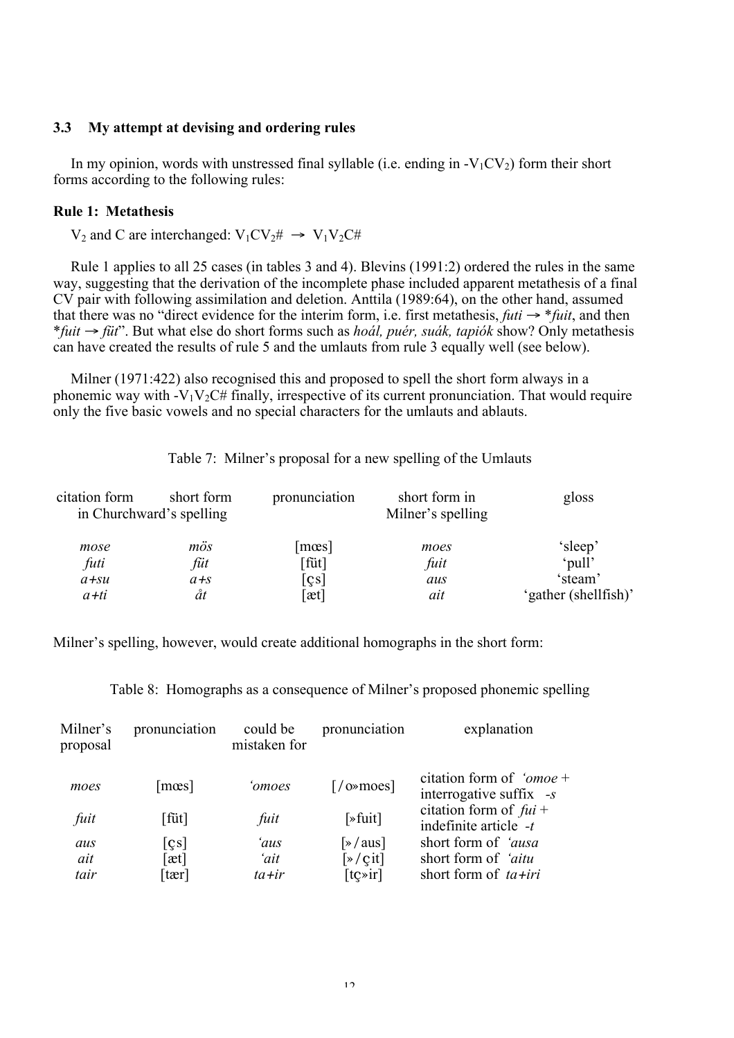### 3.3 My attempt at devising and ordering rules

In my opinion, words with unstressed final syllable (i.e. ending in -$V_1CV_2$) form their short forms according to the following rules:

**Rule 1: Metathesis**

$V_2$ and C are interchanged: $V_1CV_2\# \rightarrow V_1V_2C\#$

Rule 1 applies to all 25 cases (in tables 3 and 4). Blevins (1991:2) ordered the rules in the same way, suggesting that the derivation of the incomplete phase included apparent metathesis of a final CV pair with following assimilation and deletion. Anttila (1989:64), on the other hand, assumed that there was no "direct evidence for the interim form, i.e. first metathesis, *futi* → \**fuit*, and then \**fuit* → *füt*". But what else do short forms such as *hoál, puér, suák, tapiók* show? Only metathesis can have created the results of rule 5 and the umlauts from rule 3 equally well (see below).

Milner (1971:422) also recognised this and proposed to spell the short form always in a phonemic way with -$V_1V_2C\#$ finally, irrespective of its current pronunciation. That would require only the five basic vowels and no special characters for the umlauts and ablauts.

Table 7: Milner's proposal for a new spelling of the Umlauts

| citation form in Churchward's spelling | short form | pronunciation | short form in Milner's spelling | gloss |
|---|---|---|---|---|
| *mose* | *mös* | [mœs] | *moes* | 'sleep' |
| *futi* | *füt* | [füt] | *fuit* | 'pull' |
| *a+su* | *a+s* | [çs] | *aus* | 'steam' |
| *a+ti* | *åt* | [æt] | *ait* | 'gather (shellfish)' |

Milner's spelling, however, would create additional homographs in the short form:

Table 8: Homographs as a consequence of Milner's proposed phonemic spelling

| Milner's proposal | pronunciation | could be mistaken for | pronunciation | explanation |
|---|---|---|---|---|
| *moes* | [mœs] | *'omoes* | [/o»moes] | citation form of *'omoe* + interrogative suffix *-s* |
| *fuit* | [füt] | *fuit* | [»fuit] | citation form of *fui* + indefinite article *-t* |
| *aus* | [çs] | *'aus* | [»/aus] | short form of *'ausa* |
| *ait* | [æt] | *'ait* | [»/çit] | short form of *'aitu* |
| *tair* | [tær] | *ta+ir* | [tç»ir] | short form of *ta+iri* |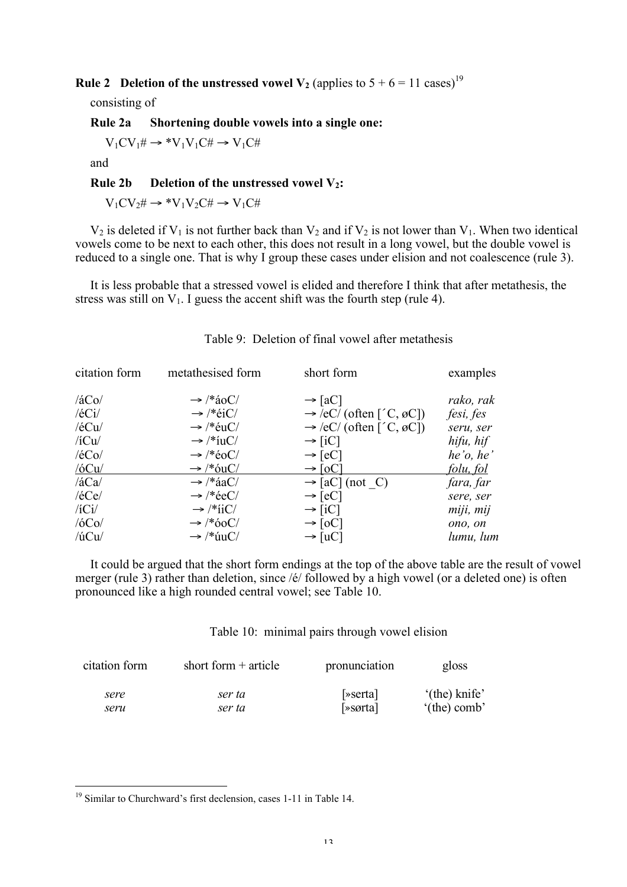**Rule 2 Deletion of the unstressed vowel $V_2$** (applies to 5 + 6 = 11 cases)[19]

consisting of

**Rule 2a Shortening double vowels into a single one:**

$V_1CV_1\# \rightarrow *V_1V_1C\# \rightarrow V_1C\#$

and

**Rule 2b Deletion of the unstressed vowel $V_2$:**

$V_1CV_2\# \rightarrow *V_1V_2C\# \rightarrow V_1C\#$

$V_2$ is deleted if $V_1$ is not further back than $V_2$ and if $V_2$ is not lower than $V_1$. When two identical vowels come to be next to each other, this does not result in a long vowel, but the double vowel is reduced to a single one. That is why I group these cases under elision and not coalescence (rule 3).

It is less probable that a stressed vowel is elided and therefore I think that after metathesis, the stress was still on $V_1$. I guess the accent shift was the fourth step (rule 4).

Table 9: Deletion of final vowel after metathesis

| citation form | metathesised form | short form | examples |
|---|---|---|---|
| /áCo/ | → /*áoC/ | → [aC] | *rako, rak* |
| /éCi/ | → /*éiC/ | → /eC/ (often [´C, øC]) | *fesi, fes* |
| /éCu/ | → /*éuC/ | → /eC/ (often [´C, øC]) | *seru, ser* |
| /íCu/ | → /*íuC/ | → [iC] | *hifu, hif* |
| /éCo/ | → /*éoC/ | → [eC] | *he'o, he'* |
| /óCu/ | → /*óuC/ | → [oC] | *folu, fol* |
| /áCa/ | → /*áaC/ | → [aC] (not _C) | *fara, far* |
| /éCe/ | → /*éeC/ | → [eC] | *sere, ser* |
| /íCi/ | → /*íiC/ | → [iC] | *miji, mij* |
| /óCo/ | → /*óoC/ | → [oC] | *ono, on* |
| /úCu/ | → /*úuC/ | → [uC] | *lumu, lum* |

It could be argued that the short form endings at the top of the above table are the result of vowel merger (rule 3) rather than deletion, since /é/ followed by a high vowel (or a deleted one) is often pronounced like a high rounded central vowel; see Table 10.

Table 10: minimal pairs through vowel elision

| citation form | short form + article | pronunciation | gloss |
|---|---|---|---|
| *sere* | *ser ta* | [»serta] | '(the) knife' |
| *seru* | *ser ta* | [»sørta] | '(the) comb' |

[19] Similar to Churchward's first declension, cases 1-11 in Table 14.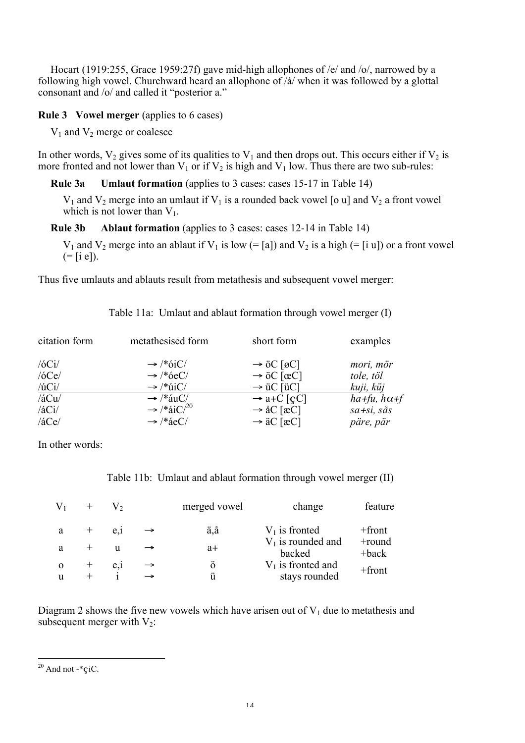Hocart (1919:255, Grace 1959:27f) gave mid-high allophones of /e/ and /o/, narrowed by a following high vowel. Churchward heard an allophone of /á/ when it was followed by a glottal consonant and /o/ and called it "posterior a."

**Rule 3  Vowel merger** (applies to 6 cases)

$V_1$ and $V_2$ merge or coalesce

In other words, $V_2$ gives some of its qualities to $V_1$ and then drops out. This occurs either if $V_2$ is more fronted and not lower than $V_1$ or if $V_2$ is high and $V_1$ low. Thus there are two sub-rules:

**Rule 3a  Umlaut formation** (applies to 3 cases: cases 15-17 in Table 14)

$V_1$ and $V_2$ merge into an umlaut if $V_1$ is a rounded back vowel [o u] and $V_2$ a front vowel which is not lower than $V_1$.

**Rule 3b  Ablaut formation** (applies to 3 cases: cases 12-14 in Table 14)

$V_1$ and $V_2$ merge into an ablaut if $V_1$ is low (= [a]) and $V_2$ is a high (= [i u]) or a front vowel (= [i e]).

Thus five umlauts and ablauts result from metathesis and subsequent vowel merger:

Table 11a: Umlaut and ablaut formation through vowel merger (I)

| citation form | metathesised form | short form | examples |
|---|---|---|---|
| /óCi/ | → /*óiC/ | → öC [øC] | *mori, mör* |
| /óCe/ | → /*óeC/ | → öC [œC] | *tole, töl* |
| /úCi/ | → /*úiC/ | → üC [üC] | *kuji, küj* |
| /áCu/ | → /*áuC/ | → a+C [ɔ̧C] | *ha+fu, hα+f* |
| /áCi/ | → /*áiC/[20] | → åC [æC] | *sa+si, sås* |
| /áCe/ | → /*áeC/ | → äC [æC] | *päre, pär* |

In other words:

Table 11b: Umlaut and ablaut formation through vowel merger (II)

| $V_1$ | + | $V_2$ | | merged vowel | change | feature |
|---|---|---|---|---|---|---|
| a | + | e,i | → | ä,å | $V_1$ is fronted | +front |
| a | + | u | → | a+ | $V_1$ is rounded and backed | +round +back |
| o | + | e,i | → | ö | $V_1$ is fronted and stays rounded | +front |
| u | + | i | → | ü | | |

Diagram 2 shows the five new vowels which have arisen out of $V_1$ due to metathesis and subsequent merger with $V_2$:

[20] And not -*ɔ̧iC.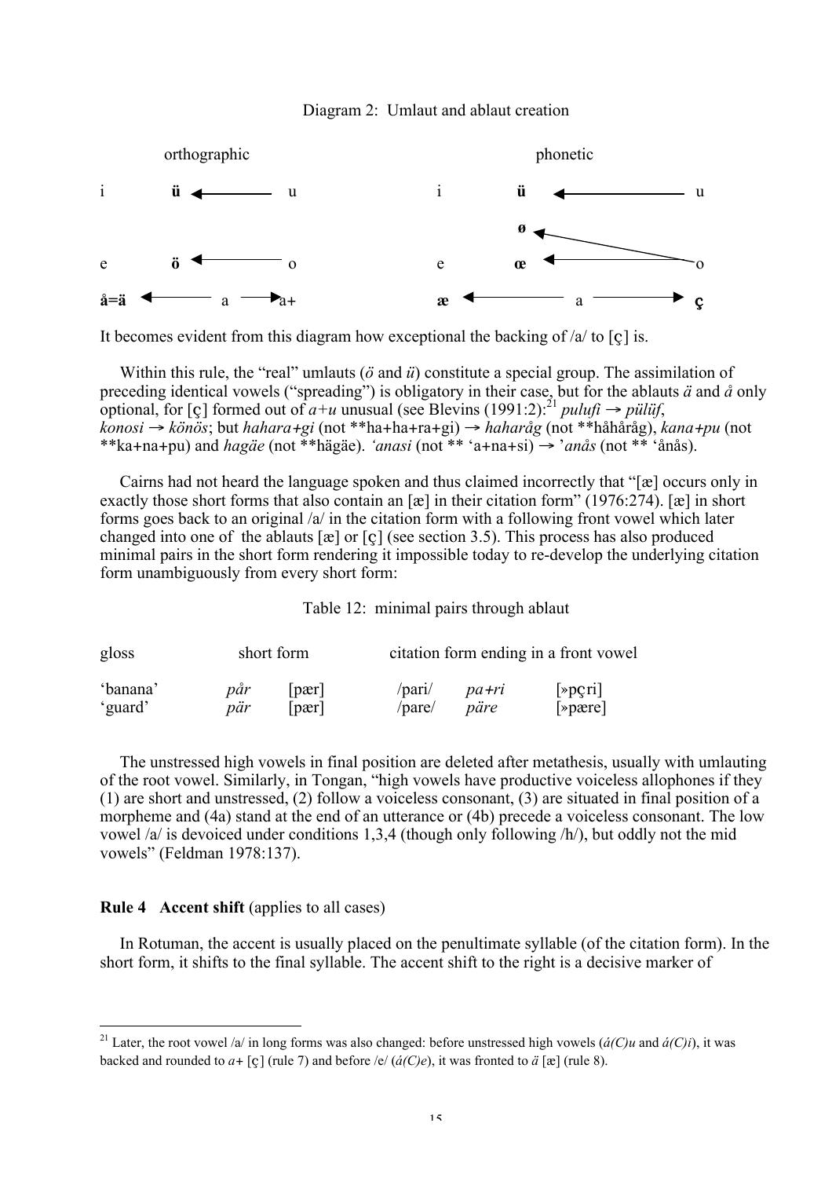Diagram 2: Umlaut and ablaut creation

| orthographic | | | phonetic | | |
|---|---|---|---|---|---|
| i | **ü** ← | u | i | **ü** ← | u |
| | | | | **ø** ← | (o) |
| e | **ö** ← | o | e | **œ** ← | o |
| **å=ä** ← | a | → a+ | **æ** ← | a | → **ɔ̧** |

It becomes evident from this diagram how exceptional the backing of /a/ to [ɔ̧] is.

Within this rule, the "real" umlauts (*ö* and *ü*) constitute a special group. The assimilation of preceding identical vowels ("spreading") is obligatory in their case, but for the ablauts *ä* and *å* only optional, for [ɔ̧] formed out of *a+u* unusual (see Blevins (1991:2):[21] *pulufi* → *pülüf*, *konosi* → *könös*; but *hahara+gi* (not **ha+ha+ra+gi) → *haharåg* (not **håhåråg), *kana+pu* (not **ka+na+pu) and *hagäe* (not **hägäe). *'anasi* (not ** 'a+na+si) → '*anås* (not ** 'ånås).

Cairns had not heard the language spoken and thus claimed incorrectly that "[æ] occurs only in exactly those short forms that also contain an [æ] in their citation form" (1976:274). [æ] in short forms goes back to an original /a/ in the citation form with a following front vowel which later changed into one of the ablauts [æ] or [ɔ̧] (see section 3.5). This process has also produced minimal pairs in the short form rendering it impossible today to re-develop the underlying citation form unambiguously from every short form:

Table 12: minimal pairs through ablaut

| gloss | short form | | citation form ending in a front vowel | | |
|---|---|---|---|---|---|
| 'banana' | *pår* | [pær] | /pari/ | *pa+ri* | [»pɔ̧ri] |
| 'guard' | *pär* | [pær] | /pare/ | *päre* | [»pære] |

The unstressed high vowels in final position are deleted after metathesis, usually with umlauting of the root vowel. Similarly, in Tongan, "high vowels have productive voiceless allophones if they (1) are short and unstressed, (2) follow a voiceless consonant, (3) are situated in final position of a morpheme and (4a) stand at the end of an utterance or (4b) precede a voiceless consonant. The low vowel /a/ is devoiced under conditions 1,3,4 (though only following /h/), but oddly not the mid vowels" (Feldman 1978:137).

**Rule 4 Accent shift** (applies to all cases)

In Rotuman, the accent is usually placed on the penultimate syllable (of the citation form). In the short form, it shifts to the final syllable. The accent shift to the right is a decisive marker of

[21] Later, the root vowel /a/ in long forms was also changed: before unstressed high vowels (*á(C)u* and *á(C)i*), it was backed and rounded to *a+* [ɔ̧] (rule 7) and before /e/ (*á(C)e*), it was fronted to *ä* [æ] (rule 8).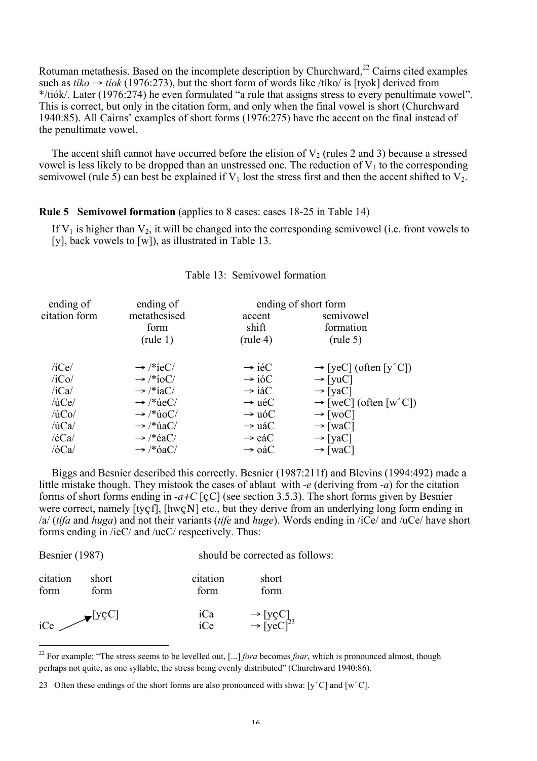Rotuman metathesis. Based on the incomplete description by Churchward,[22] Cairns cited examples such as *tíko* → *tíok* (1976:273), but the short form of words like /tíko/ is [tyok] derived from */tiók/. Later (1976:274) he even formulated "a rule that assigns stress to every penultimate vowel". This is correct, but only in the citation form, and only when the final vowel is short (Churchward 1940:85). All Cairns' examples of short forms (1976:275) have the accent on the final instead of the penultimate vowel.

The accent shift cannot have occurred before the elision of $V_2$ (rules 2 and 3) because a stressed vowel is less likely to be dropped than an unstressed one. The reduction of $V_1$ to the corresponding semivowel (rule 5) can best be explained if $V_1$ lost the stress first and then the accent shifted to $V_2$.

**Rule 5 Semivowel formation** (applies to 8 cases: cases 18-25 in Table 14)

If $V_1$ is higher than $V_2$, it will be changed into the corresponding semivowel (i.e. front vowels to [y], back vowels to [w]), as illustrated in Table 13.

Table 13: Semivowel formation

| ending of citation form | ending of metathesised form (rule 1) | ending of short form: accent shift (rule 4) | ending of short form: semivowel formation (rule 5) |
|---|---|---|---|
| /íCe/ | → /*íeC/ | → iéC | → [yeC] (often [y´C]) |
| /íCo/ | → /*íoC/ | → ióC | → [yuC] |
| /íCa/ | → /*íaC/ | → iáC | → [yaC] |
| /úCe/ | → /*úeC/ | → uéC | → [weC] (often [w´C]) |
| /úCo/ | → /*úoC/ | → uóC | → [woC] |
| /úCa/ | → /*úaC/ | → uáC | → [waC] |
| /éCa/ | → /*éaC/ | → eáC | → [yaC] |
| /óCa/ | → /*óaC/ | → oáC | → [waC] |

Biggs and Besnier described this correctly. Besnier (1987:211f) and Blevins (1994:492) made a little mistake though. They mistook the cases of ablaut with *-e* (deriving from *-a*) for the citation forms of short forms ending in *-a+C* [çC] (see section 3.5.3). The short forms given by Besnier were correct, namely [tyçf], [hwçN] etc., but they derive from an underlying long form ending in /a/ (*tifa* and *huga*) and not their variants (*tife* and *huge*). Words ending in /iCe/ and /uCe/ have short forms ending in /ieC/ and /ueC/ respectively. Thus:

Besnier (1987) should be corrected as follows:

| citation form | short form | | citation form | short form |
|---|---|---|---|---|
| iCe | ↗ [yçC] | | iCa | → [yçC] |
| | | | iCe | → [yeC][23] |

[22] For example: "The stress seems to be levelled out, [...] *fora* becomes *foar*, which is pronounced almost, though perhaps not quite, as one syllable, the stress being evenly distributed" (Churchward 1940:86).

[23] Often these endings of the short forms are also pronounced with shwa: [y´C] and [w´C].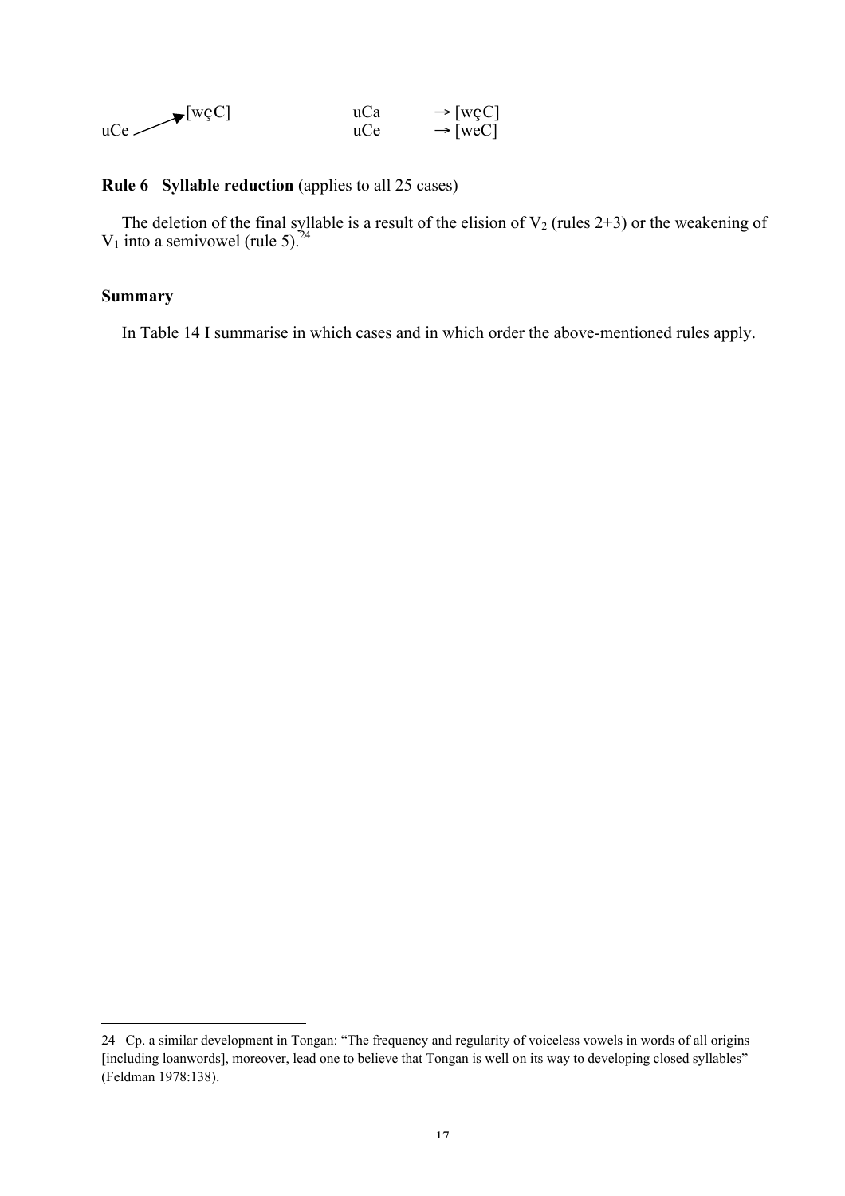| | | | |
|---|---|---|---|
| uCe → [wçC] | | uCa | → [wçC] |
| | | uCe | → [weC] |

**Rule 6 Syllable reduction** (applies to all 25 cases)

The deletion of the final syllable is a result of the elision of $V_2$ (rules 2+3) or the weakening of $V_1$ into a semivowel (rule 5).[24]

**Summary**

In Table 14 I summarise in which cases and in which order the above-mentioned rules apply.

---

24 Cp. a similar development in Tongan: "The frequency and regularity of voiceless vowels in words of all origins [including loanwords], moreover, lead one to believe that Tongan is well on its way to developing closed syllables" (Feldman 1978:138).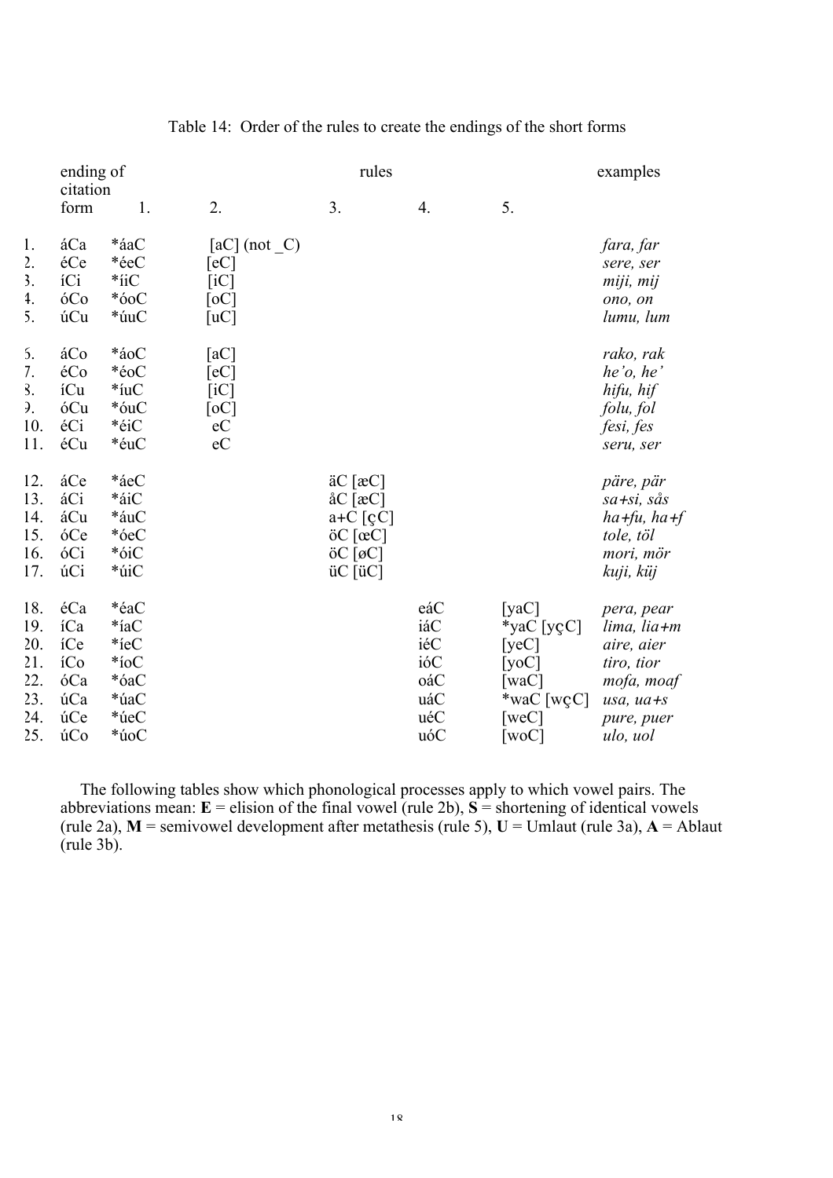Table 14: Order of the rules to create the endings of the short forms

| | ending of citation form | rules 1. | 2. | 3. | 4. | 5. | examples |
|---|---|---|---|---|---|---|---|
| 1. | áCa | *áaC | [aC] (not _C) | | | | *fara, far* |
| 2. | éCe | *éeC | [eC] | | | | *sere, ser* |
| 3. | íCi | *íiC | [iC] | | | | *miji, mij* |
| 4. | óCo | *óoC | [oC] | | | | *ono, on* |
| 5. | úCu | *úuC | [uC] | | | | *lumu, lum* |
| 6. | áCo | *áoC | [aC] | | | | *rako, rak* |
| 7. | éCo | *éoC | [eC] | | | | *he'o, he'* |
| 8. | íCu | *íuC | [iC] | | | | *hifu, hif* |
| 9. | óCu | *óuC | [oC] | | | | *folu, fol* |
| 10. | éCi | *éiC | eC | | | | *fesi, fes* |
| 11. | éCu | *éuC | eC | | | | *seru, ser* |
| 12. | áCe | *áeC | | äC [æC] | | | *päre, pär* |
| 13. | áCi | *áiC | | åC [æC] | | | *sa+si, sås* |
| 14. | áCu | *áuC | | a+C [çC] | | | *ha+fu, ha+f* |
| 15. | óCe | *óeC | | öC [œC] | | | *tole, töl* |
| 16. | óCi | *óiC | | öC [øC] | | | *mori, mör* |
| 17. | úCi | *úiC | | üC [üC] | | | *kuji, küj* |
| 18. | éCa | *éaC | | | eáC | [yaC] | *pera, pear* |
| 19. | íCa | *íaC | | | iáC | *yaC [yçC] | *lima, lia+m* |
| 20. | íCe | *íeC | | | iéC | [yeC] | *aire, aier* |
| 21. | íCo | *íoC | | | ióC | [yoC] | *tiro, tior* |
| 22. | óCa | *óaC | | | oáC | [waC] | *mofa, moaf* |
| 23. | úCa | *úaC | | | uáC | *waC [wçC] | *usa, ua+s* |
| 24. | úCe | *úeC | | | uéC | [weC] | *pure, puer* |
| 25. | úCo | *úoC | | | uóC | [woC] | *ulo, uol* |

The following tables show which phonological processes apply to which vowel pairs. The abbreviations mean: **E** = elision of the final vowel (rule 2b), **S** = shortening of identical vowels (rule 2a), **M** = semivowel development after metathesis (rule 5), **U** = Umlaut (rule 3a), **A** = Ablaut (rule 3b).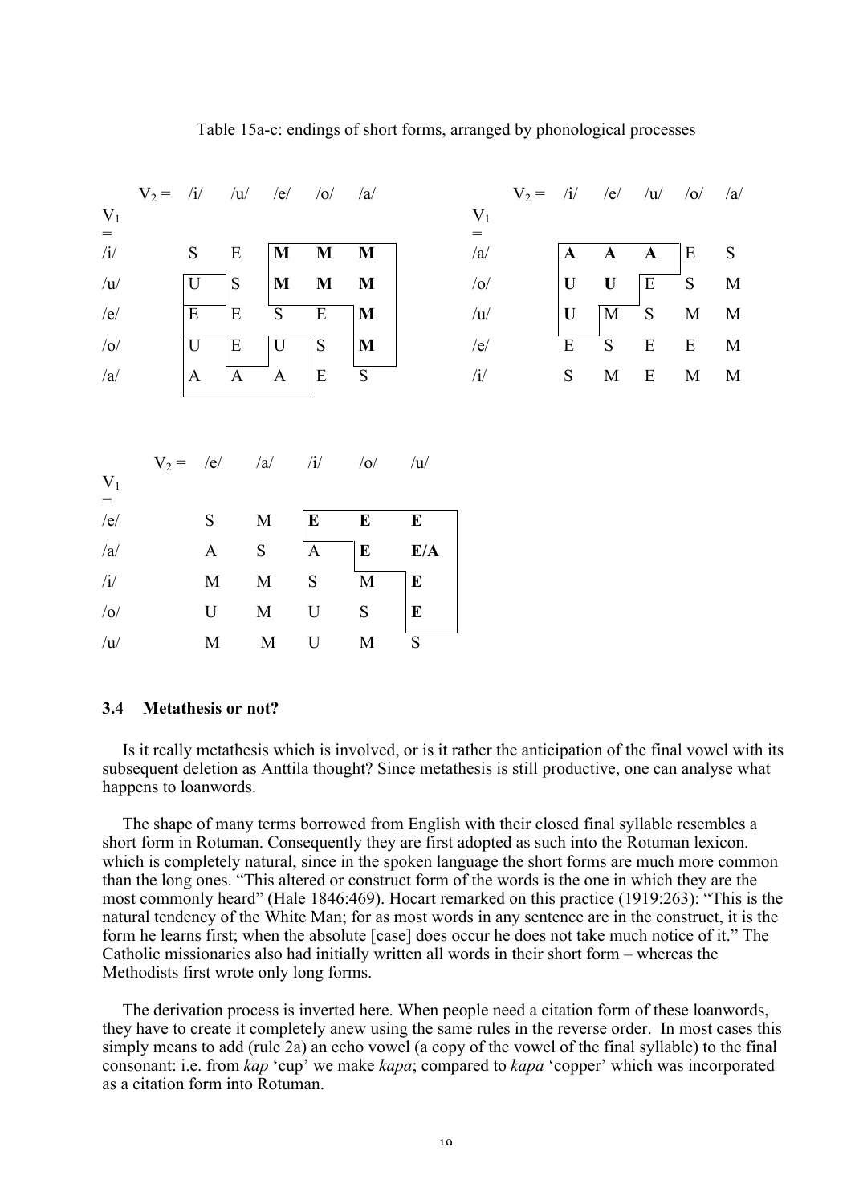Table 15a-c: endings of short forms, arranged by phonological processes

| $V_1$ = \ $V_2$ = | /i/ | /u/ | /e/ | /o/ | /a/ |
|---|---|---|---|---|---|
| /i/ | S | E | **M** | **M** | **M** |
| /u/ | U | S | **M** | **M** | **M** |
| /e/ | E | E | S | E | **M** |
| /o/ | U | E | U | S | **M** |
| /a/ | A | A | A | E | S |

| $V_1$ = \ $V_2$ = | /i/ | /e/ | /u/ | /o/ | /a/ |
|---|---|---|---|---|---|
| /a/ | **A** | **A** | **A** | E | S |
| /o/ | **U** | **U** | E | S | M |
| /u/ | **U** | M | S | M | M |
| /e/ | E | S | E | E | M |
| /i/ | S | M | E | M | M |

| $V_1$ = \ $V_2$ = | /e/ | /a/ | /i/ | /o/ | /u/ |
|---|---|---|---|---|---|
| /e/ | S | M | **E** | **E** | **E** |
| /a/ | A | S | A | **E** | **E/A** |
| /i/ | M | M | S | M | **E** |
| /o/ | U | M | U | S | **E** |
| /u/ | M | M | U | M | S |

### 3.4 Metathesis or not?

Is it really metathesis which is involved, or is it rather the anticipation of the final vowel with its subsequent deletion as Anttila thought? Since metathesis is still productive, one can analyse what happens to loanwords.

The shape of many terms borrowed from English with their closed final syllable resembles a short form in Rotuman. Consequently they are first adopted as such into the Rotuman lexicon. which is completely natural, since in the spoken language the short forms are much more common than the long ones. "This altered or construct form of the words is the one in which they are the most commonly heard" (Hale 1846:469). Hocart remarked on this practice (1919:263): "This is the natural tendency of the White Man; for as most words in any sentence are in the construct, it is the form he learns first; when the absolute [case] does occur he does not take much notice of it." The Catholic missionaries also had initially written all words in their short form – whereas the Methodists first wrote only long forms.

The derivation process is inverted here. When people need a citation form of these loanwords, they have to create it completely anew using the same rules in the reverse order. In most cases this simply means to add (rule 2a) an echo vowel (a copy of the vowel of the final syllable) to the final consonant: i.e. from *kap* 'cup' we make *kapa*; compared to *kapa* 'copper' which was incorporated as a citation form into Rotuman.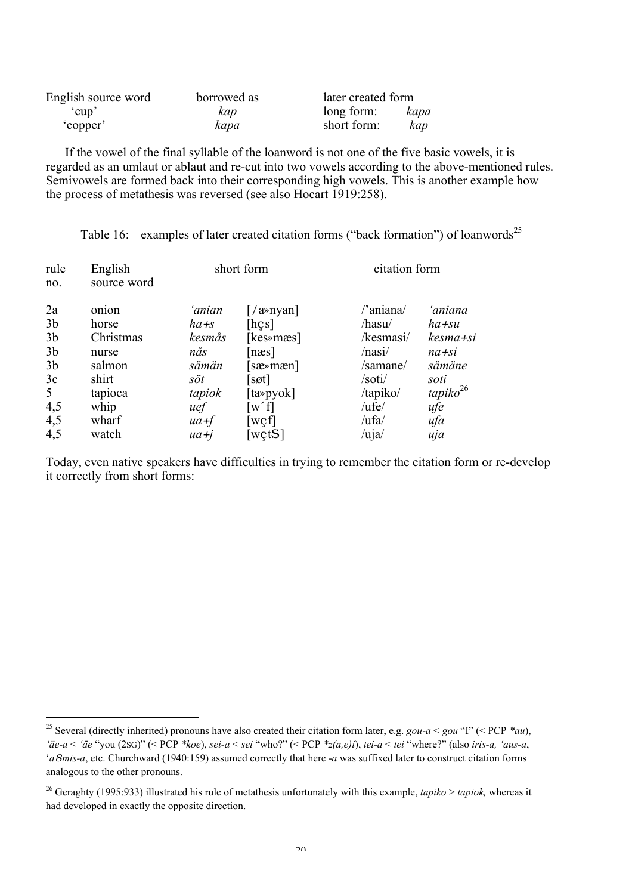| English source word | borrowed as | later created form | |
|---|---|---|---|
| 'cup' | *kap* | long form: | *kapa* |
| 'copper' | *kapa* | short form: | *kap* |

If the vowel of the final syllable of the loanword is not one of the five basic vowels, it is regarded as an umlaut or ablaut and re-cut into two vowels according to the above-mentioned rules. Semivowels are formed back into their corresponding high vowels. This is another example how the process of metathesis was reversed (see also Hocart 1919:258).

Table 16: examples of later created citation forms ("back formation") of loanwords[25]

| rule no. | English source word | short form | | citation form | |
|---|---|---|---|---|---|
| 2a | onion | *'anian* | [/a»nyan] | /'aniana/ | *'aniana* |
| 3b | horse | *ha+s* | [hçs] | /hasu/ | *ha+su* |
| 3b | Christmas | *kesmås* | [kes»mæs] | /kesmasi/ | *kesma+si* |
| 3b | nurse | *nås* | [næs] | /nasi/ | *na+si* |
| 3b | salmon | *sämän* | [sæ»mæn] | /samane/ | *sämäne* |
| 3c | shirt | *söt* | [søt] | /soti/ | *soti* |
| 5 | tapioca | *tapiok* | [ta»pyok] | /tapiko/ | *tapiko*[26] |
| 4,5 | whip | *uef* | [w´f] | /ufe/ | *ufe* |
| 4,5 | wharf | *ua+f* | [wçf] | /ufa/ | *ufa* |
| 4,5 | watch | *ua+j* | [wçtS] | /uja/ | *uja* |

Today, even native speakers have difficulties in trying to remember the citation form or re-develop it correctly from short forms:

---

[25] Several (directly inherited) pronouns have also created their citation form later, e.g. *gou-a* < *gou* "I" (< PCP *\*au*), *'äe-a* < *'äe* "you (2SG)" (< PCP *\*koe*), *sei-a* < *sei* "who?" (< PCP *\*z(a,e)i*), *tei-a* < *tei* "where?" (also *iris-a, 'aus-a*, '*a8mis-a*, etc. Churchward (1940:159) assumed correctly that here *-a* was suffixed later to construct citation forms analogous to the other pronouns.

[26] Geraghty (1995:933) illustrated his rule of metathesis unfortunately with this example, *tapiko* > *tapiok,* whereas it had developed in exactly the opposite direction.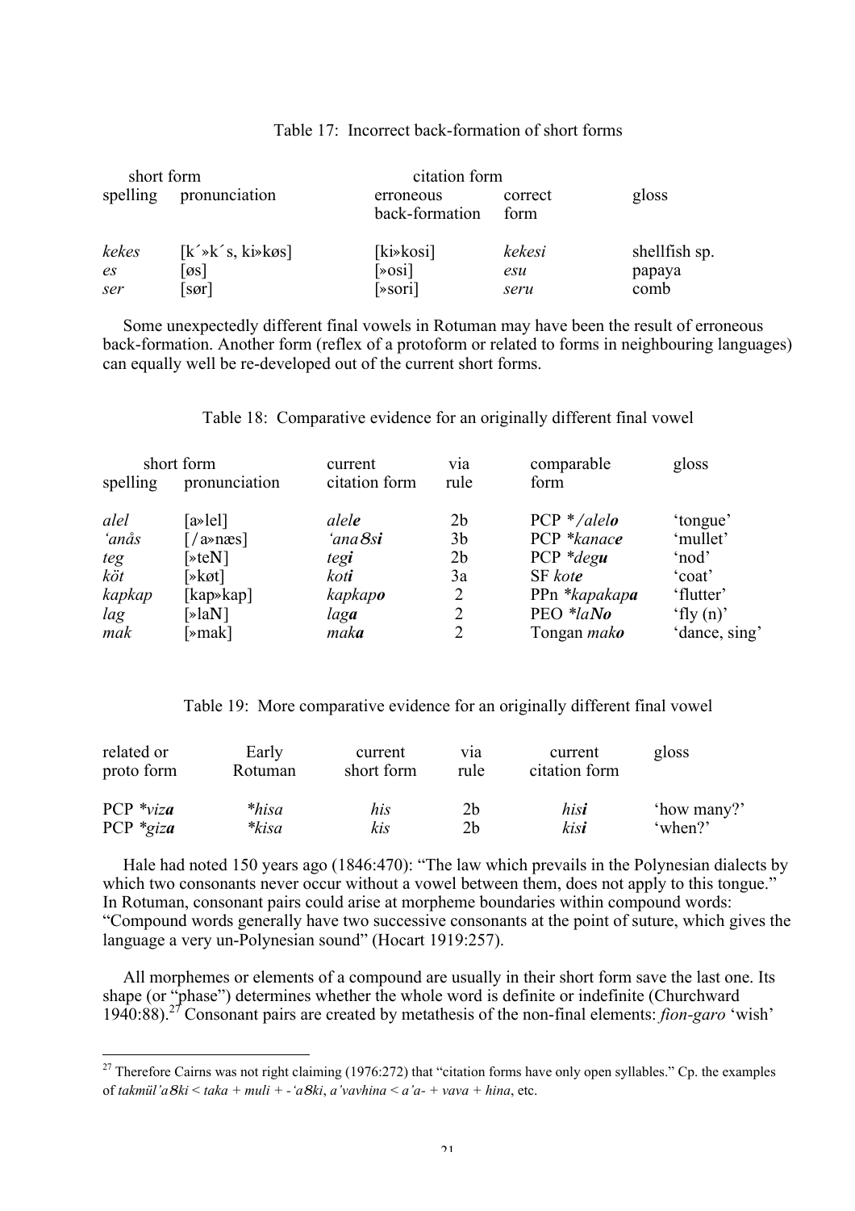Table 17: Incorrect back-formation of short forms

| short form | | citation form | | |
|---|---|---|---|---|
| spelling | pronunciation | erroneous back-formation | correct form | gloss |
| *kekes* | [k´»k´s, ki»køs] | [ki»kosi] | *kekesi* | shellfish sp. |
| *es* | [øs] | [»osi] | *esu* | papaya |
| *ser* | [sør] | [»sori] | *seru* | comb |

Some unexpectedly different final vowels in Rotuman may have been the result of erroneous back-formation. Another form (reflex of a protoform or related to forms in neighbouring languages) can equally well be re-developed out of the current short forms.

Table 18: Comparative evidence for an originally different final vowel

| short form | | current | via | comparable | gloss |
|---|---|---|---|---|---|
| spelling | pronunciation | citation form | rule | form | |
| *alel* | [a»lel] | *alel**e*** | 2b | PCP */*alel**o*** | 'tongue' |
| *'anås* | [/a»næs] | *'ana8**si*** | 3b | PCP *kanac**e*** | 'mullet' |
| *teg* | [»teN] | *teg**i*** | 2b | PCP *deg**u*** | 'nod' |
| *köt* | [»køt] | *kot**i*** | 3a | SF *kot**e*** | 'coat' |
| *kapkap* | [kap»kap] | *kapkap**o*** | 2 | PPn *kapakap**a*** | 'flutter' |
| *lag* | [»laN] | *lag**a*** | 2 | PEO *la**No*** | 'fly (n)' |
| *mak* | [»mak] | *mak**a*** | 2 | Tongan *mak**o*** | 'dance, sing' |

Table 19: More comparative evidence for an originally different final vowel

| related or proto form | Early Rotuman | current short form | via rule | current citation form | gloss |
|---|---|---|---|---|---|
| PCP *viz**a*** | **hisa* | *his* | 2b | *his**i*** | 'how many?' |
| PCP *giz**a*** | **kisa* | *kis* | 2b | *kis**i*** | 'when?' |

Hale had noted 150 years ago (1846:470): "The law which prevails in the Polynesian dialects by which two consonants never occur without a vowel between them, does not apply to this tongue." In Rotuman, consonant pairs could arise at morpheme boundaries within compound words: "Compound words generally have two successive consonants at the point of suture, which gives the language a very un-Polynesian sound" (Hocart 1919:257).

All morphemes or elements of a compound are usually in their short form save the last one. Its shape (or "phase") determines whether the whole word is definite or indefinite (Churchward 1940:88).[27] Consonant pairs are created by metathesis of the non-final elements: *fion-garo* 'wish'

[27] Therefore Cairns was not right claiming (1976:272) that "citation forms have only open syllables." Cp. the examples of *takmül'a8ki* < *taka* + *muli* + *-'a8ki*, *a'vavhina* < *a'a-* + *vava* + *hina*, etc.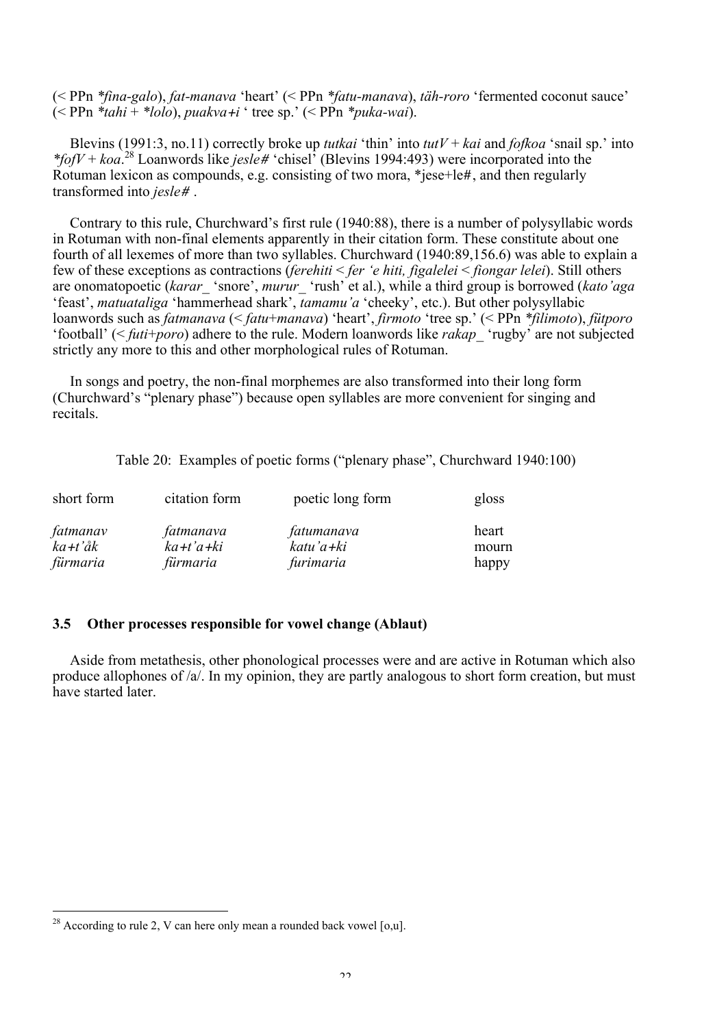(< PPn *\*fina-galo*), *fat-manava* 'heart' (< PPn *\*fatu-manava*), *täh-roro* 'fermented coconut sauce' (< PPn *\*tahi* + *\*lolo*), *puakva+i* ' tree sp.' (< PPn *\*puka-wai*).

Blevins (1991:3, no.11) correctly broke up *tutkai* 'thin' into *tutV* + *kai* and *fofkoa* 'snail sp.' into *\*fofV* + *koa*.[28] Loanwords like *jesle#* 'chisel' (Blevins 1994:493) were incorporated into the Rotuman lexicon as compounds, e.g. consisting of two mora, \*jese+le#, and then regularly transformed into *jesle#* .

Contrary to this rule, Churchward's first rule (1940:88), there is a number of polysyllabic words in Rotuman with non-final elements apparently in their citation form. These constitute about one fourth of all lexemes of more than two syllables. Churchward (1940:89,156.6) was able to explain a few of these exceptions as contractions (*ferehiti* < *fer 'e hiti, figalelei* < *fiongar lelei*). Still others are onomatopoetic (*karar_* 'snore', *murur_* 'rush' et al.), while a third group is borrowed (*kato'aga* 'feast', *matuataliga* 'hammerhead shark', *tamamu'a* 'cheeky', etc.). But other polysyllabic loanwords such as *fatmanava* (< *fatu*+*manava*) 'heart', *firmoto* 'tree sp.' (< PPn *\*filimoto*), *fütporo* 'football' (< *futi*+*poro*) adhere to the rule. Modern loanwords like *rakap_* 'rugby' are not subjected strictly any more to this and other morphological rules of Rotuman.

In songs and poetry, the non-final morphemes are also transformed into their long form (Churchward's "plenary phase") because open syllables are more convenient for singing and recitals.

Table 20: Examples of poetic forms ("plenary phase", Churchward 1940:100)

| short form | citation form | poetic long form | gloss |
|---|---|---|---|
| *fatmanav* | *fatmanava* | *fatumanava* | heart |
| *ka+t'åk* | *ka+t'a+ki* | *katu'a+ki* | mourn |
| *fürmaria* | *fürmaria* | *furimaria* | happy |

### 3.5 Other processes responsible for vowel change (Ablaut)

Aside from metathesis, other phonological processes were and are active in Rotuman which also produce allophones of /a/. In my opinion, they are partly analogous to short form creation, but must have started later.

---

[28] According to rule 2, V can here only mean a rounded back vowel [o,u].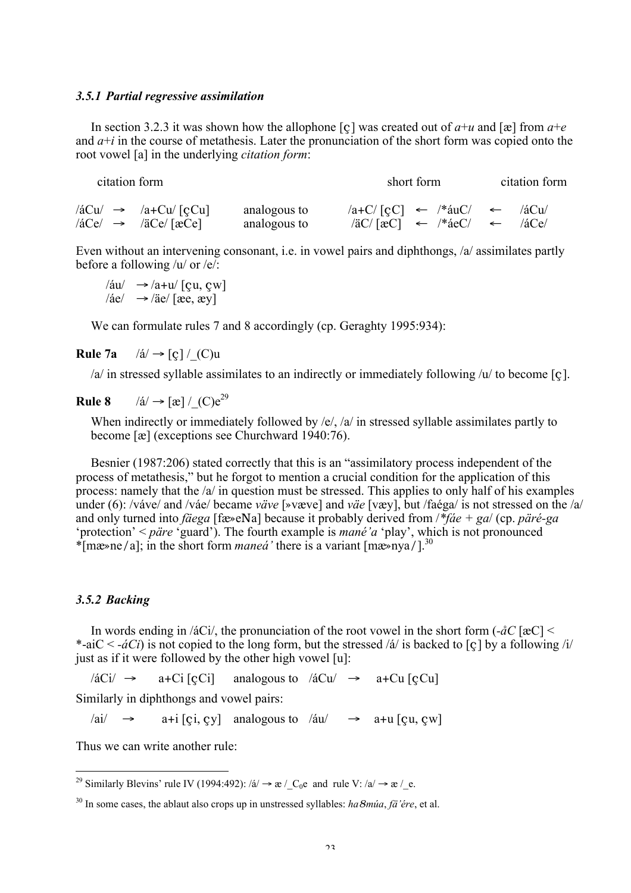### *3.5.1 Partial regressive assimilation*

In section 3.2.3 it was shown how the allophone [ç] was created out of *a*+*u* and [æ] from *a*+*e* and *a*+*i* in the course of metathesis. Later the pronunciation of the short form was copied onto the root vowel [a] in the underlying *citation form*:

| citation form | | | short form | | citation form |
|---|---|---|---|---|---|
| /áCu/ → /a+Cu/ [çCu] | analogous to | /a+C/ [çC] | ← /*áuC/ | ← | /áCu/ |
| /áCe/ → /äCe/ [æCe] | analogous to | /äC/ [æC] | ← /*áeC/ | ← | /áCe/ |

Even without an intervening consonant, i.e. in vowel pairs and diphthongs, /a/ assimilates partly before a following /u/ or /e/:

/áu/ → /a+u/ [çu, çw]
/áe/ → /äe/ [æe, æy]

We can formulate rules 7 and 8 accordingly (cp. Geraghty 1995:934):

**Rule 7a** /á/ → [ç] /_(C)u

/a/ in stressed syllable assimilates to an indirectly or immediately following /u/ to become [ç].

**Rule 8** /á/ → [æ] /_(C)e[29]

When indirectly or immediately followed by /e/, /a/ in stressed syllable assimilates partly to become [æ] (exceptions see Churchward 1940:76).

Besnier (1987:206) stated correctly that this is an "assimilatory process independent of the process of metathesis," but he forgot to mention a crucial condition for the application of this process: namely that the /a/ in question must be stressed. This applies to only half of his examples under (6): /váve/ and /váe/ became *väve* [»væve] and *väe* [væy], but /faéga/ is not stressed on the /a/ and only turned into *fäega* [fæ»eNa] because it probably derived from /*fáe + ga/ (cp. *päré-ga* 'protection' < *päre* 'guard'). The fourth example is *mané'a* 'play', which is not pronounced *[mæ»ne/a]; in the short form *maneá'* there is a variant [mæ»nya/].[30]

### *3.5.2 Backing*

In words ending in /áCi/, the pronunciation of the root vowel in the short form (-*åC* [æC] < *-aiC < -*áCi*) is not copied to the long form, but the stressed /á/ is backed to [ç] by a following /i/ just as if it were followed by the other high vowel [u]:

/áCi/ → a+Ci [çCi] analogous to /áCu/ → a+Cu [çCu]

Similarly in diphthongs and vowel pairs:

/ai/ → a+i [çi, çy] analogous to /áu/ → a+u [çu, çw]

Thus we can write another rule:

---

[29] Similarly Blevins' rule IV (1994:492): /á/ → æ /_$C_0$e and rule V: /a/ → æ /_e.

[30] In some cases, the ablaut also crops up in unstressed syllables: *ha8múa*, *fä'ére*, et al.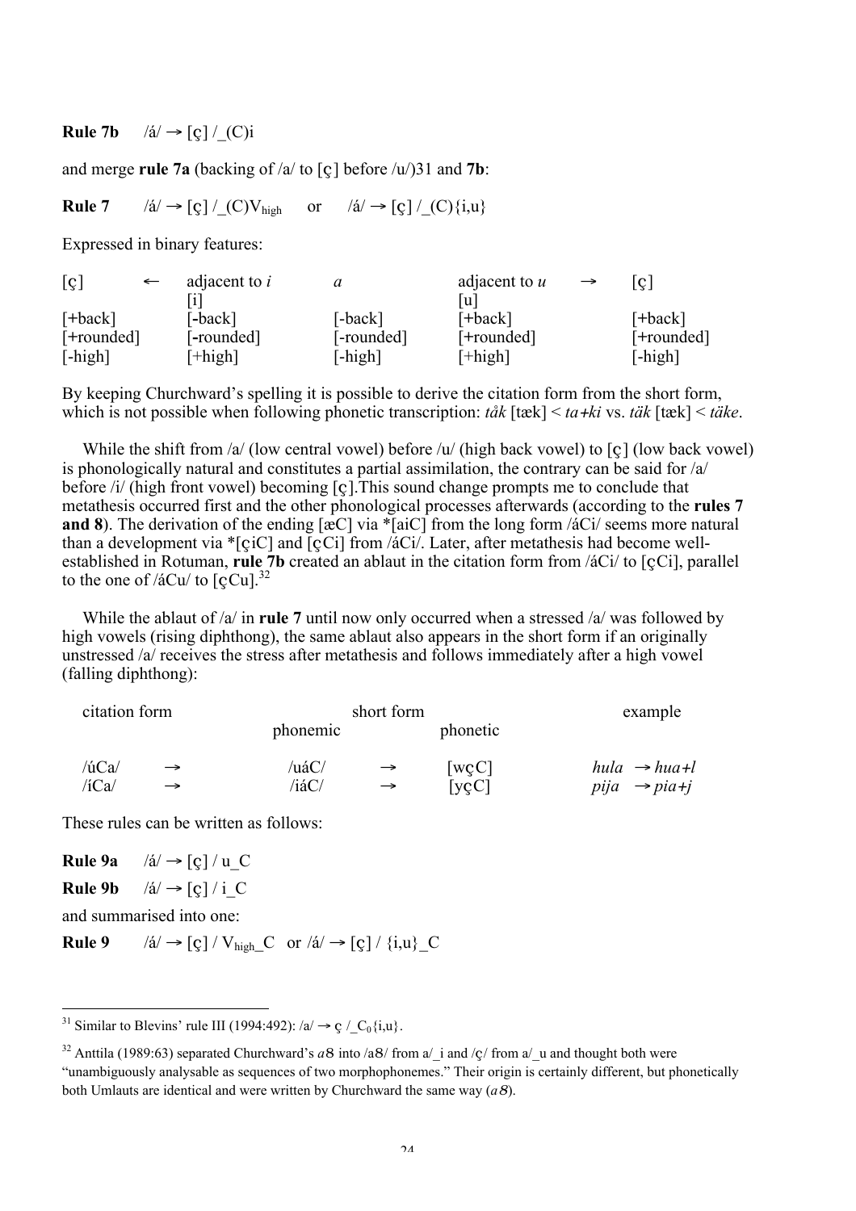**Rule 7b** /á/ → [ɔ̜] /_(C)i

and merge **rule 7a** (backing of /a/ to [ɔ̜] before /u/)[31] and **7b**:

**Rule 7** /á/ → [ɔ̜] /_(C)$V_{high}$ or /á/ → [ɔ̜] /_(C){i,u}

Expressed in binary features:

| [ɔ̜] | ← | adjacent to *i* | *a* | adjacent to *u* | → | [ɔ̜] |
|---|---|---|---|---|---|---|
| | | [i] | | [u] | | |
| [+back] | | [-back] | [-back] | [+back] | | [+back] |
| [+rounded] | | [-rounded] | [-rounded] | [+rounded] | | [+rounded] |
| [-high] | | [+high] | [-high] | [+high] | | [-high] |

By keeping Churchward's spelling it is possible to derive the citation form from the short form, which is not possible when following phonetic transcription: *tåk* [tæk] < *ta+ki* vs. *täk* [tæk] < *täke*.

While the shift from /a/ (low central vowel) before /u/ (high back vowel) to [ɔ̜] (low back vowel) is phonologically natural and constitutes a partial assimilation, the contrary can be said for /a/ before /i/ (high front vowel) becoming [ɔ̜].This sound change prompts me to conclude that metathesis occurred first and the other phonological processes afterwards (according to the **rules 7 and 8**). The derivation of the ending [æC] via *[aiC] from the long form /áCi/ seems more natural than a development via *[ɔ̜iC] and [ɔ̜Ci] from /áCi/. Later, after metathesis had become well-established in Rotuman, **rule 7b** created an ablaut in the citation form from /áCi/ to [ɔ̜Ci], parallel to the one of /áCu/ to [ɔ̜Cu].[32]

While the ablaut of /a/ in **rule 7** until now only occurred when a stressed /a/ was followed by high vowels (rising diphthong), the same ablaut also appears in the short form if an originally unstressed /a/ receives the stress after metathesis and follows immediately after a high vowel (falling diphthong):

| citation form | | short form phonemic | | short form phonetic | example |
|---|---|---|---|---|---|
| /úCa/ | → | /uáC/ | → | [wɔ̜C] | *hula* → *hua+l* |
| /íCa/ | → | /iáC/ | → | [yɔ̜C] | *pija* → *pia+j* |

These rules can be written as follows:

**Rule 9a** /á/ → [ɔ̜] / u_C

**Rule 9b** /á/ → [ɔ̜] / i_C

and summarised into one:

**Rule 9** /á/ → [ɔ̜] / $V_{high}$_C or /á/ → [ɔ̜] / {i,u}_C

---

[31] Similar to Blevins' rule III (1994:492): /a/ → ɔ̜ /_$C_0${i,u}.

[32] Anttila (1989:63) separated Churchward's *a8* into /a8/ from a/_i and /ɔ̜/ from a/_u and thought both were "unambiguously analysable as sequences of two morphophonemes." Their origin is certainly different, but phonetically both Umlauts are identical and were written by Churchward the same way (*a8*).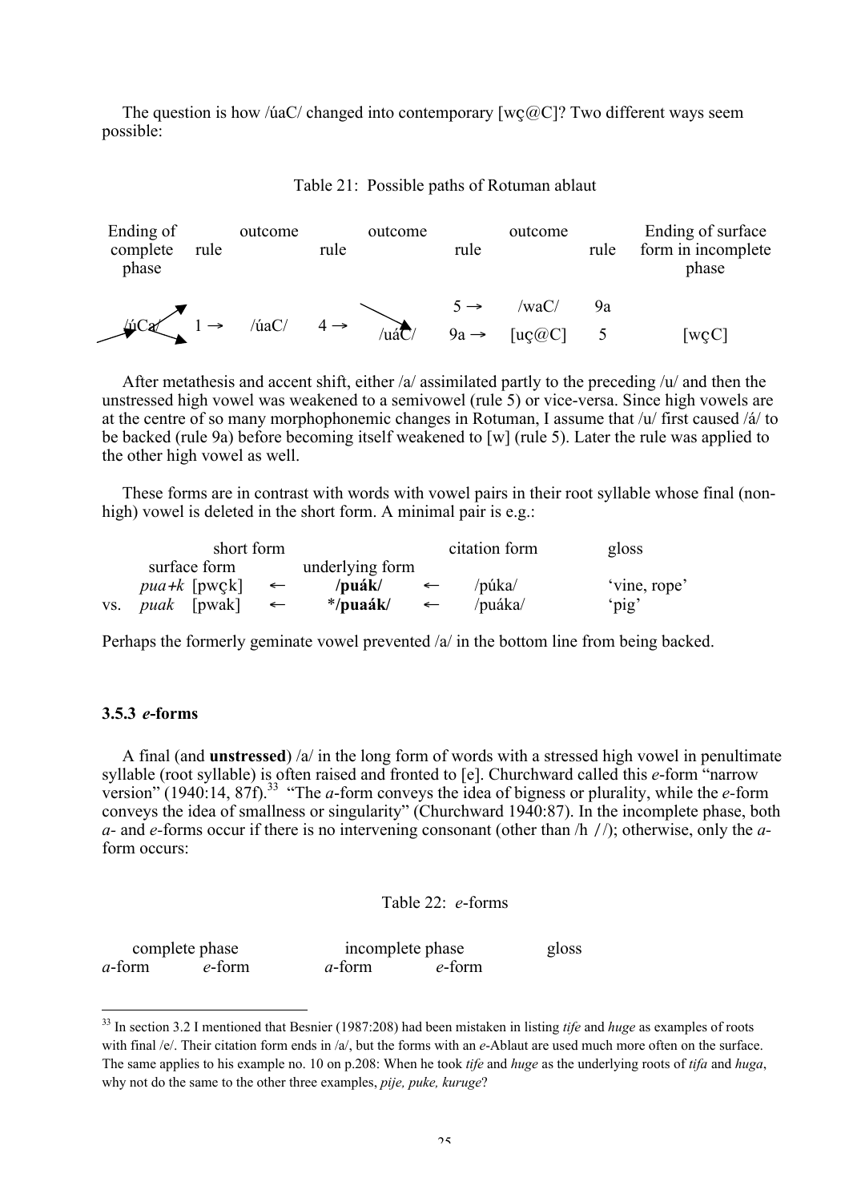The question is how /úaC/ changed into contemporary [wç@C]? Two different ways seem possible:

Table 21: Possible paths of Rotuman ablaut

| Ending of complete phase | rule | outcome | rule | outcome | rule | outcome | rule | Ending of surface form in incomplete phase |
|---|---|---|---|---|---|---|---|---|
| | | | | | 5 → | /waC/ | 9a | |
| /úCa/ | 1 → | /úaC/ | 4 → | /uáC/ | 9a → | [uç@C] | 5 | [wçC] |

After metathesis and accent shift, either /a/ assimilated partly to the preceding /u/ and then the unstressed high vowel was weakened to a semivowel (rule 5) or vice-versa. Since high vowels are at the centre of so many morphophonemic changes in Rotuman, I assume that /u/ first caused /á/ to be backed (rule 9a) before becoming itself weakened to [w] (rule 5). Later the rule was applied to the other high vowel as well.

These forms are in contrast with words with vowel pairs in their root syllable whose final (non-high) vowel is deleted in the short form. A minimal pair is e.g.:

| | short form | | | | citation form | gloss |
|---|---|---|---|---|---|---|
| | surface form | | underlying form | | | |
| | *pua+k* [pwçk] | ← | **/puák/** | ← | /púka/ | 'vine, rope' |
| vs. | *puak* [pwak] | ← | ***/puaák/** | ← | /puáka/ | 'pig' |

Perhaps the formerly geminate vowel prevented /a/ in the bottom line from being backed.

### 3.5.3 *e*-forms

A final (and **unstressed**) /a/ in the long form of words with a stressed high vowel in penultimate syllable (root syllable) is often raised and fronted to [e]. Churchward called this *e*-form "narrow version" (1940:14, 87f).[33] "The *a*-form conveys the idea of bigness or plurality, while the *e*-form conveys the idea of smallness or singularity" (Churchward 1940:87). In the incomplete phase, both *a*- and *e*-forms occur if there is no intervening consonant (other than /h ʔ/); otherwise, only the *a*-form occurs:

Table 22: *e*-forms

| complete phase | | incomplete phase | | gloss |
|---|---|---|---|---|
| *a*-form | *e*-form | *a*-form | *e*-form | |

[33] In section 3.2 I mentioned that Besnier (1987:208) had been mistaken in listing *tife* and *huge* as examples of roots with final /e/. Their citation form ends in /a/, but the forms with an *e*-Ablaut are used much more often on the surface. The same applies to his example no. 10 on p.208: When he took *tife* and *huge* as the underlying roots of *tifa* and *huga*, why not do the same to the other three examples, *pije, puke, kuruge*?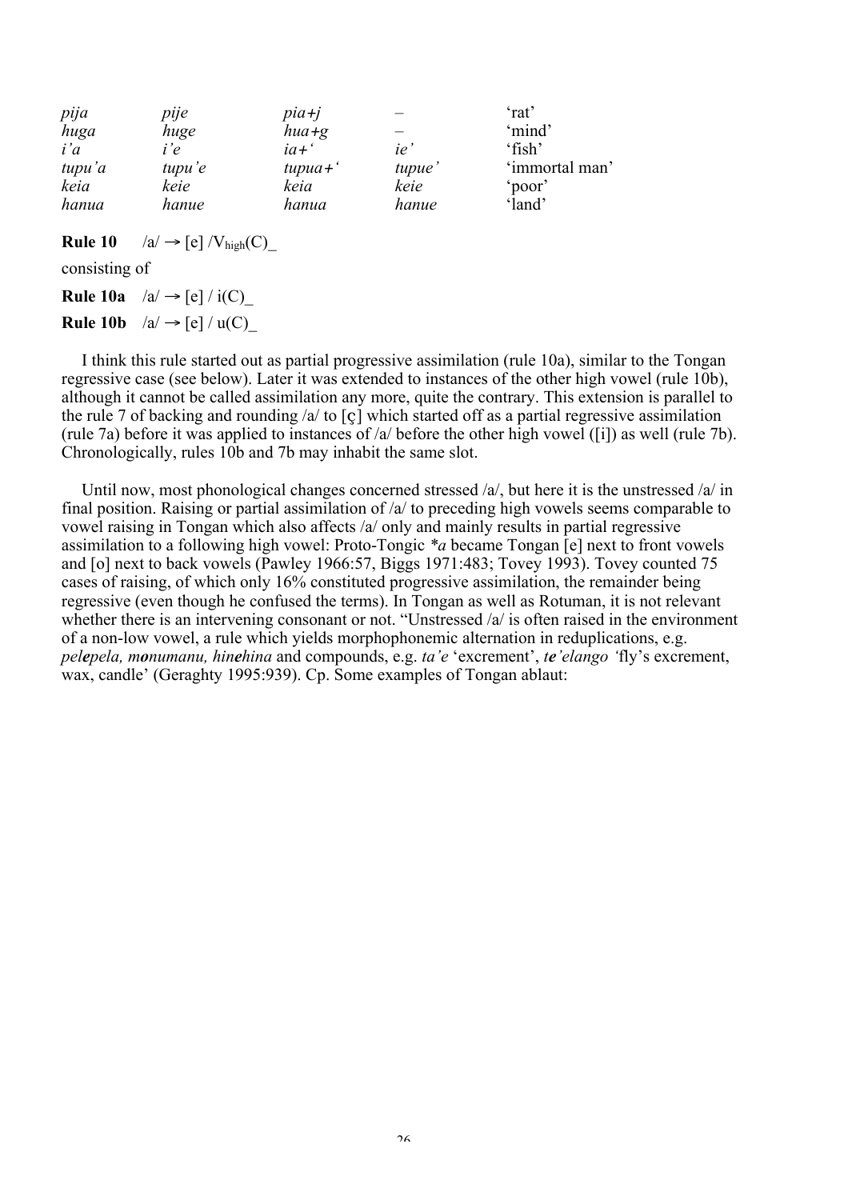| | | | | |
|---|---|---|---|---|
| *pija* | *pije* | *pia+j* | – | ‘rat’ |
| *huga* | *huge* | *hua+g* | – | ‘mind’ |
| *i’a* | *i’e* | *ia+‘* | *ie’* | ‘fish’ |
| *tupu’a* | *tupu’e* | *tupua+‘* | *tupue’* | ‘immortal man’ |
| *keia* | *keie* | *keia* | *keie* | ‘poor’ |
| *hanua* | *hanue* | *hanua* | *hanue* | ‘land’ |

**Rule 10** /a/ → [e] /$V_{high}$(C)_

consisting of

**Rule 10a** /a/ → [e] / i(C)_

**Rule 10b** /a/ → [e] / u(C)_

I think this rule started out as partial progressive assimilation (rule 10a), similar to the Tongan regressive case (see below). Later it was extended to instances of the other high vowel (rule 10b), although it cannot be called assimilation any more, quite the contrary. This extension is parallel to the rule 7 of backing and rounding /a/ to [ɔ̧] which started off as a partial regressive assimilation (rule 7a) before it was applied to instances of /a/ before the other high vowel ([i]) as well (rule 7b). Chronologically, rules 10b and 7b may inhabit the same slot.

Until now, most phonological changes concerned stressed /a/, but here it is the unstressed /a/ in final position. Raising or partial assimilation of /a/ to preceding high vowels seems comparable to vowel raising in Tongan which also affects /a/ only and mainly results in partial regressive assimilation to a following high vowel: Proto-Tongic *\*a* became Tongan [e] next to front vowels and [o] next to back vowels (Pawley 1966:57, Biggs 1971:483; Tovey 1993). Tovey counted 75 cases of raising, of which only 16% constituted progressive assimilation, the remainder being regressive (even though he confused the terms). In Tongan as well as Rotuman, it is not relevant whether there is an intervening consonant or not. “Unstressed /a/ is often raised in the environment of a non-low vowel, a rule which yields morphophonemic alternation in reduplications, e.g. *pel**e**pela, m**o**numanu, hin**e**hina* and compounds, e.g. *ta’e* ‘excrement’, ***te****’elango* ‘fly’s excrement, wax, candle’ (Geraghty 1995:939). Cp. Some examples of Tongan ablaut: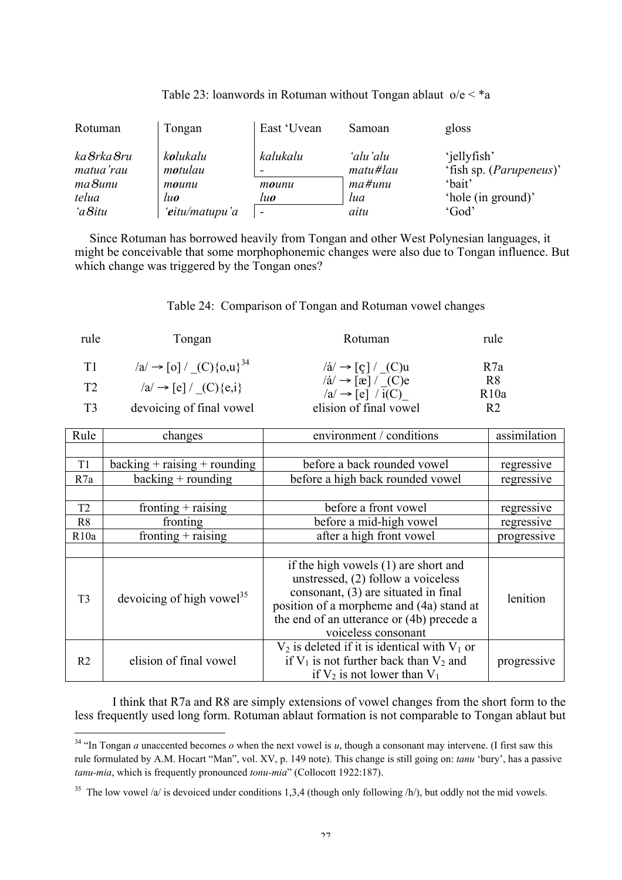Table 23: loanwords in Rotuman without Tongan ablaut o/e < *a

| Rotuman | Tongan | East ʻUvean | Samoan | gloss |
|---|---|---|---|---|
| *ka8rka8ru* | ***k**o**lukalu*** | *kalukalu* | *ʻaluʼalu* | ʻjellyfishʼ |
| *matuaʼrau* | *m**o**tulau* | - | *matu#lau* | ʻfish sp. (*Parupeneus*)ʼ |
| *ma8unu* | *m**o**unu* | *m**o**unu* | *ma#unu* | ʻbaitʼ |
| *telua* | *lu**o*** | *lu**o*** | *lua* | ʻhole (in ground)ʼ |
| *ʻa8itu* | *ʻ**e**itu/matupuʼa* | - | *aitu* | ʻGodʼ |

Since Rotuman has borrowed heavily from Tongan and other West Polynesian languages, it might be conceivable that some morphophonemic changes were also due to Tongan influence. But which change was triggered by the Tongan ones?

Table 24: Comparison of Tongan and Rotuman vowel changes

| rule | Tongan | Rotuman | rule |
|---|---|---|---|
| T1 | /a/ → [o] / _(C){o,u}[34] | /á/ → [ǫ] / _(C)u | R7a |
| T2 | /a/ → [e] / _(C){e,i} | /á/ → [æ] / _(C)e | R8 |
| | | /a/ → [e] / i(C)_ | R10a |
| T3 | devoicing of final vowel | elision of final vowel | R2 |

| Rule | changes | environment / conditions | assimilation |
|---|---|---|---|
| | | | |
| T1 | backing + raising + rounding | before a back rounded vowel | regressive |
| R7a | backing + rounding | before a high back rounded vowel | regressive |
| | | | |
| T2 | fronting + raising | before a front vowel | regressive |
| R8 | fronting | before a mid-high vowel | regressive |
| R10a | fronting + raising | after a high front vowel | progressive |
| | | | |
| T3 | devoicing of high vowel[35] | if the high vowels (1) are short and unstressed, (2) follow a voiceless consonant, (3) are situated in final position of a morpheme and (4a) stand at the end of an utterance or (4b) precede a voiceless consonant | lenition |
| R2 | elision of final vowel | $V_2$ is deleted if it is identical with $V_1$ or if $V_1$ is not further back than $V_2$ and if $V_2$ is not lower than $V_1$ | progressive |

I think that R7a and R8 are simply extensions of vowel changes from the short form to the less frequently used long form. Rotuman ablaut formation is not comparable to Tongan ablaut but

---

[34] "In Tongan *a* unaccented becomes *o* when the next vowel is *u*, though a consonant may intervene. (I first saw this rule formulated by A.M. Hocart "Man", vol. XV, p. 149 note). This change is still going on: *tanu* ʻburyʼ, has a passive *tanu-mia*, which is frequently pronounced *tonu-mia*" (Collocott 1922:187).

[35] The low vowel /a/ is devoiced under conditions 1,3,4 (though only following /h/), but oddly not the mid vowels.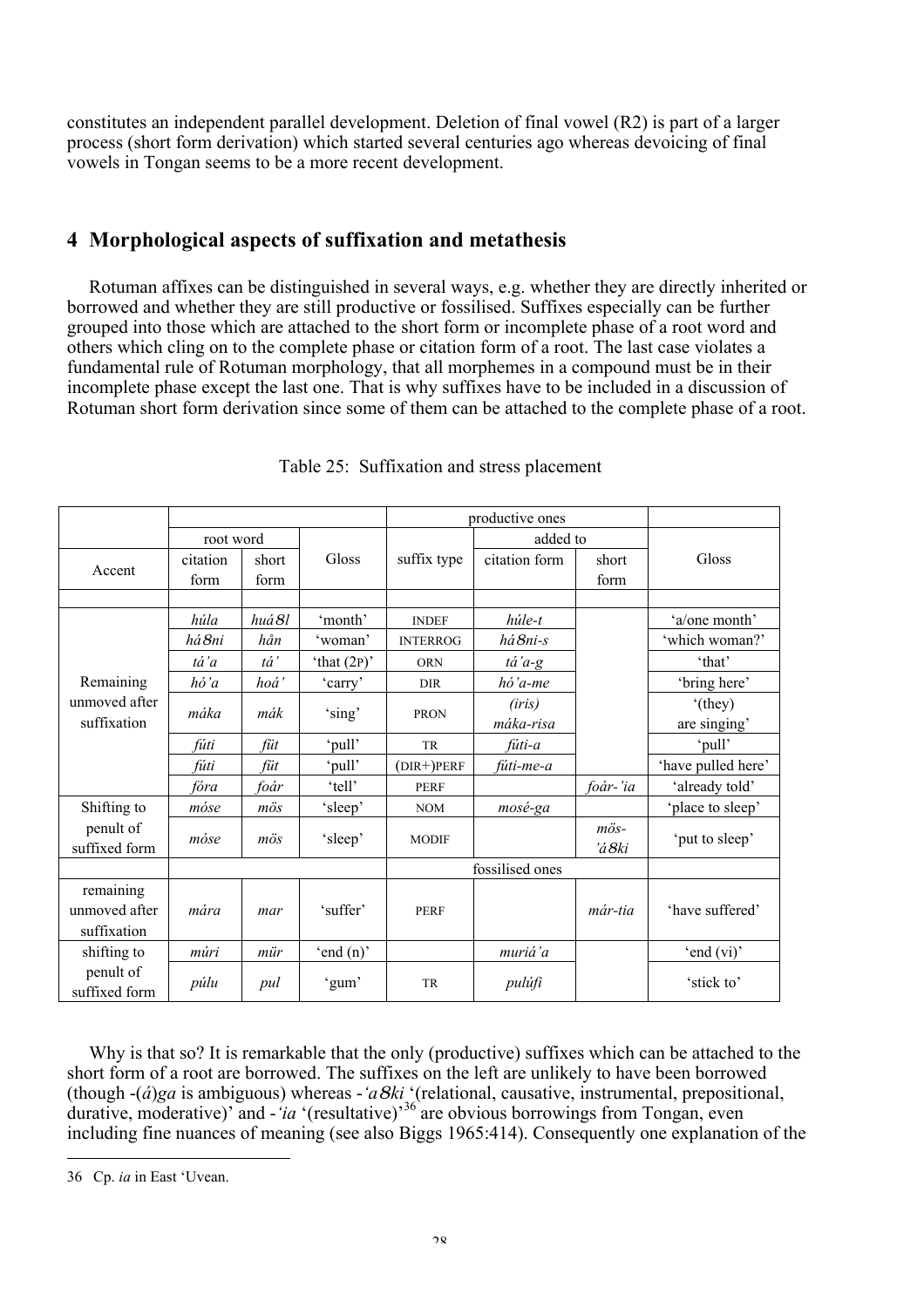constitutes an independent parallel development. Deletion of final vowel (R2) is part of a larger process (short form derivation) which started several centuries ago whereas devoicing of final vowels in Tongan seems to be a more recent development.

## 4 Morphological aspects of suffixation and metathesis

Rotuman affixes can be distinguished in several ways, e.g. whether they are directly inherited or borrowed and whether they are still productive or fossilised. Suffixes especially can be further grouped into those which are attached to the short form or incomplete phase of a root word and others which cling on to the complete phase or citation form of a root. The last case violates a fundamental rule of Rotuman morphology, that all morphemes in a compound must be in their incomplete phase except the last one. That is why suffixes have to be included in a discussion of Rotuman short form derivation since some of them can be attached to the complete phase of a root.

Table 25: Suffixation and stress placement

| | | | | productive ones | | | |
|---|---|---|---|---|---|---|---|
| | root word | | | | added to | | |
| Accent | citation form | short form | Gloss | suffix type | citation form | short form | Gloss |
| | | | | | | | |
| Remaining unmoved after suffixation | *húla* | *huá8l* | 'month' | INDEF | *húle-t* | | 'a/one month' |
| | *há8ni* | *hǎn* | 'woman' | INTERROG | *há8ni-s* | | 'which woman?' |
| | *tá'a* | *tá'* | 'that (2P)' | ORN | *tá'a-g* | | 'that' |
| | *hó'a* | *hoá'* | 'carry' | DIR | *hó'a-me* | | 'bring here' |
| | *máka* | *mák* | 'sing' | PRON | *(iris) máka-risa* | | '(they) are singing' |
| | *fúti* | *füt* | 'pull' | TR | *fúti-a* | | 'pull' |
| | *fúti* | *füt* | 'pull' | (DIR+)PERF | *fúti-me-a* | | 'have pulled here' |
| | *fóra* | *foár* | 'tell' | PERF | | *foár-'ia* | 'already told' |
| Shifting to penult of suffixed form | *móse* | *mös* | 'sleep' | NOM | *mosé-ga* | | 'place to sleep' |
| | *móse* | *mös* | 'sleep' | MODIF | | *mös-'á8ki* | 'put to sleep' |
| | | | | fossilised ones | | | |
| remaining unmoved after suffixation | *mára* | *mar* | 'suffer' | PERF | | *már-tia* | 'have suffered' |
| shifting to penult of suffixed form | *múri* | *mür* | 'end (n)' | | *muriá'a* | | 'end (vi)' |
| | *púlu* | *pul* | 'gum' | TR | *pulúfi* | | 'stick to' |

Why is that so? It is remarkable that the only (productive) suffixes which can be attached to the short form of a root are borrowed. The suffixes on the left are unlikely to have been borrowed (though -(*á*)*ga* is ambiguous) whereas -*'a8ki* '(relational, causative, instrumental, prepositional, durative, moderative)' and -*'ia* '(resultative)'[36] are obvious borrowings from Tongan, even including fine nuances of meaning (see also Biggs 1965:414). Consequently one explanation of the

36 Cp. *ia* in East 'Uvean.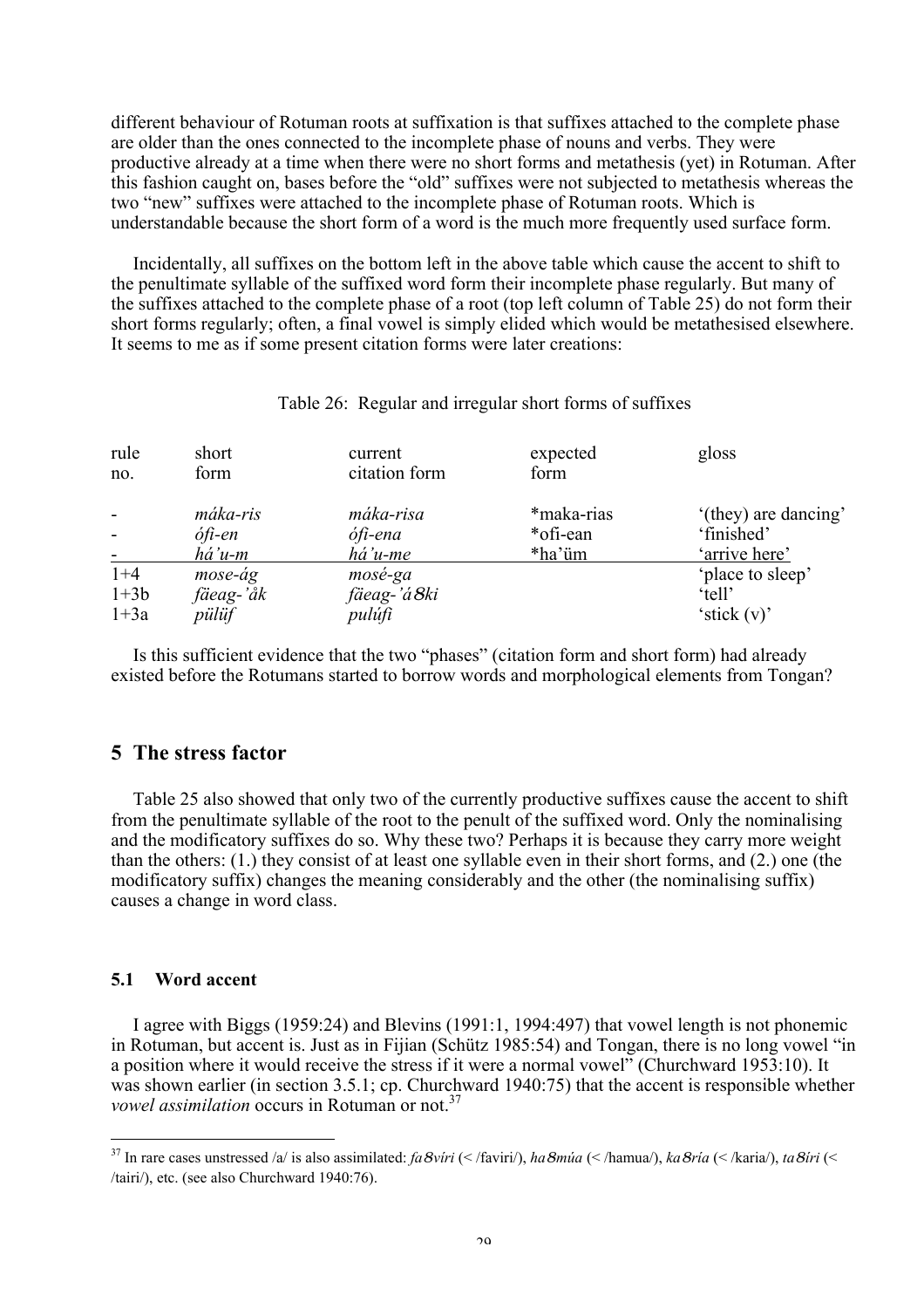different behaviour of Rotuman roots at suffixation is that suffixes attached to the complete phase are older than the ones connected to the incomplete phase of nouns and verbs. They were productive already at a time when there were no short forms and metathesis (yet) in Rotuman. After this fashion caught on, bases before the "old" suffixes were not subjected to metathesis whereas the two "new" suffixes were attached to the incomplete phase of Rotuman roots. Which is understandable because the short form of a word is the much more frequently used surface form.

Incidentally, all suffixes on the bottom left in the above table which cause the accent to shift to the penultimate syllable of the suffixed word form their incomplete phase regularly. But many of the suffixes attached to the complete phase of a root (top left column of Table 25) do not form their short forms regularly; often, a final vowel is simply elided which would be metathesised elsewhere. It seems to me as if some present citation forms were later creations:

Table 26: Regular and irregular short forms of suffixes

| rule no. | short form | current citation form | expected form | gloss |
|---|---|---|---|---|
| - | *máka-ris* | *máka-risa* | *maka-rias | '(they) are dancing' |
| - | *ófi-en* | *ófi-ena* | *ofi-ean | 'finished' |
| - | *há'u-m* | *há'u-me* | *ha'üm | 'arrive here' |
| 1+4 | *mose-ág* | *mosé-ga* | | 'place to sleep' |
| 1+3b | *fäeag-'åk* | *fäeag-'á8ki* | | 'tell' |
| 1+3a | *pülüf* | *pulúfi* | | 'stick (v)' |

Is this sufficient evidence that the two "phases" (citation form and short form) had already existed before the Rotumans started to borrow words and morphological elements from Tongan?

## 5 The stress factor

Table 25 also showed that only two of the currently productive suffixes cause the accent to shift from the penultimate syllable of the root to the penult of the suffixed word. Only the nominalising and the modificatory suffixes do so. Why these two? Perhaps it is because they carry more weight than the others: (1.) they consist of at least one syllable even in their short forms, and (2.) one (the modificatory suffix) changes the meaning considerably and the other (the nominalising suffix) causes a change in word class.

### 5.1 Word accent

I agree with Biggs (1959:24) and Blevins (1991:1, 1994:497) that vowel length is not phonemic in Rotuman, but accent is. Just as in Fijian (Schütz 1985:54) and Tongan, there is no long vowel "in a position where it would receive the stress if it were a normal vowel" (Churchward 1953:10). It was shown earlier (in section 3.5.1; cp. Churchward 1940:75) that the accent is responsible whether *vowel assimilation* occurs in Rotuman or not.[37]

[37] In rare cases unstressed /a/ is also assimilated: *fa8víri* (< /faviri/), *ha8múa* (< /hamua/), *ka8ría* (< /karia/), *ta8íri* (< /tairi/), etc. (see also Churchward 1940:76).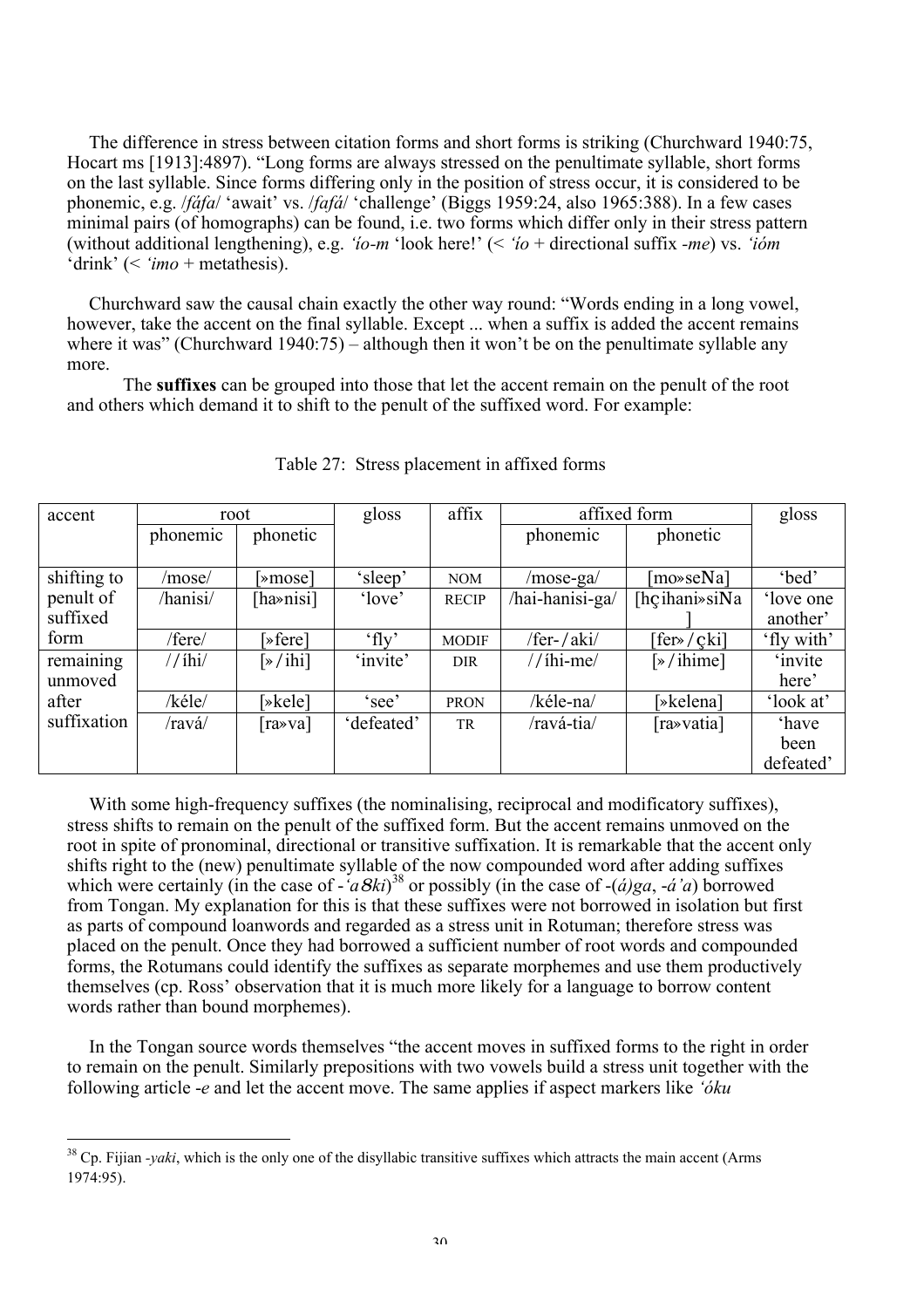The difference in stress between citation forms and short forms is striking (Churchward 1940:75, Hocart ms [1913]:4897). "Long forms are always stressed on the penultimate syllable, short forms on the last syllable. Since forms differing only in the position of stress occur, it is considered to be phonemic, e.g. /*fáfa*/ 'await' vs. /*fafá*/ 'challenge' (Biggs 1959:24, also 1965:388). In a few cases minimal pairs (of homographs) can be found, i.e. two forms which differ only in their stress pattern (without additional lengthening), e.g. *'io-m* 'look here!' (< *'io* + directional suffix *-me*) vs. *'ióm* 'drink' (< *'imo* + metathesis).

Churchward saw the causal chain exactly the other way round: "Words ending in a long vowel, however, take the accent on the final syllable. Except ... when a suffix is added the accent remains where it was" (Churchward 1940:75) – although then it won't be on the penultimate syllable any more.

The **suffixes** can be grouped into those that let the accent remain on the penult of the root and others which demand it to shift to the penult of the suffixed word. For example:

Table 27: Stress placement in affixed forms

| accent | root | | gloss | affix | affixed form | | gloss |
|---|---|---|---|---|---|---|---|
| | phonemic | phonetic | | | phonemic | phonetic | |
| shifting to penult of suffixed form | /mose/ | [»mose] | 'sleep' | NOM | /mose-ga/ | [mo»seNa] | 'bed' |
| | /hanisi/ | [ha»nisi] | 'love' | RECIP | /hai-hanisi-ga/ | [hçihani»siNa] | 'love one another' |
| | /fere/ | [»fere] | 'fly' | MODIF | /fer-/aki/ | [fer»/çki] | 'fly with' |
| remaining unmoved after suffixation | //íhi/ | [»/ihi] | 'invite' | DIR | //íhi-me/ | [»/ihime] | 'invite here' |
| | /kéle/ | [»kele] | 'see' | PRON | /kéle-na/ | [»kelena] | 'look at' |
| | /ravá/ | [ra»va] | 'defeated' | TR | /ravá-tia/ | [ra»vatia] | 'have been defeated' |

With some high-frequency suffixes (the nominalising, reciprocal and modificatory suffixes), stress shifts to remain on the penult of the suffixed form. But the accent remains unmoved on the root in spite of pronominal, directional or transitive suffixation. It is remarkable that the accent only shifts right to the (new) penultimate syllable of the now compounded word after adding suffixes which were certainly (in the case of *-'a8ki*)[38] or possibly (in the case of *-(á)ga*, *-á'a*) borrowed from Tongan. My explanation for this is that these suffixes were not borrowed in isolation but first as parts of compound loanwords and regarded as a stress unit in Rotuman; therefore stress was placed on the penult. Once they had borrowed a sufficient number of root words and compounded forms, the Rotumans could identify the suffixes as separate morphemes and use them productively themselves (cp. Ross' observation that it is much more likely for a language to borrow content words rather than bound morphemes).

In the Tongan source words themselves "the accent moves in suffixed forms to the right in order to remain on the penult. Similarly prepositions with two vowels build a stress unit together with the following article *-e* and let the accent move. The same applies if aspect markers like *'óku*

---

[38] Cp. Fijian *-yaki*, which is the only one of the disyllabic transitive suffixes which attracts the main accent (Arms 1974:95).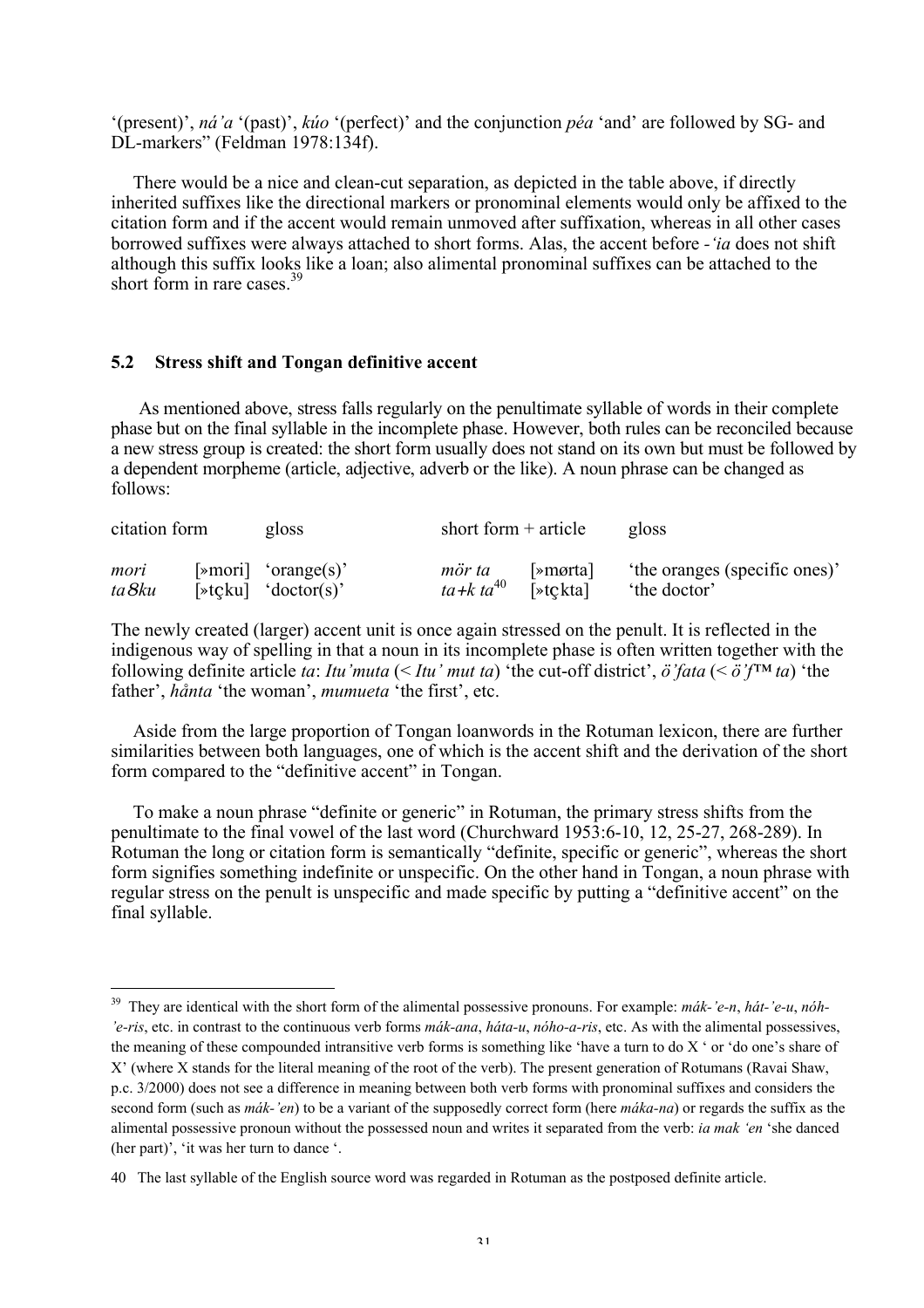'(present)', *ná'a* '(past)', *kúo* '(perfect)' and the conjunction *péa* 'and' are followed by SG- and DL-markers" (Feldman 1978:134f).

There would be a nice and clean-cut separation, as depicted in the table above, if directly inherited suffixes like the directional markers or pronominal elements would only be affixed to the citation form and if the accent would remain unmoved after suffixation, whereas in all other cases borrowed suffixes were always attached to short forms. Alas, the accent before *-'ia* does not shift although this suffix looks like a loan; also alimental pronominal suffixes can be attached to the short form in rare cases.[39]

## 5.2 Stress shift and Tongan definitive accent

As mentioned above, stress falls regularly on the penultimate syllable of words in their complete phase but on the final syllable in the incomplete phase. However, both rules can be reconciled because a new stress group is created: the short form usually does not stand on its own but must be followed by a dependent morpheme (article, adjective, adverb or the like). A noun phrase can be changed as follows:

| citation form | | gloss | short form + article | | gloss |
|---|---|---|---|---|---|
| *mori* | [»mori] | 'orange(s)' | *mör ta* | [»mørta] | 'the oranges (specific ones)' |
| *ta8ku* | [»tçku] | 'doctor(s)' | *ta+k ta*[40] | [»tçkta] | 'the doctor' |

The newly created (larger) accent unit is once again stressed on the penult. It is reflected in the indigenous way of spelling in that a noun in its incomplete phase is often written together with the following definite article *ta*: *Itu'muta* (< *Itu' mut ta*) 'the cut-off district', *ö'fata* (< *ö'f™ ta*) 'the father', *hånta* 'the woman', *mumueta* 'the first', etc.

Aside from the large proportion of Tongan loanwords in the Rotuman lexicon, there are further similarities between both languages, one of which is the accent shift and the derivation of the short form compared to the "definitive accent" in Tongan.

To make a noun phrase "definite or generic" in Rotuman, the primary stress shifts from the penultimate to the final vowel of the last word (Churchward 1953:6-10, 12, 25-27, 268-289). In Rotuman the long or citation form is semantically "definite, specific or generic", whereas the short form signifies something indefinite or unspecific. On the other hand in Tongan, a noun phrase with regular stress on the penult is unspecific and made specific by putting a "definitive accent" on the final syllable.

---

[39] They are identical with the short form of the alimental possessive pronouns. For example: *mák-'e-n*, *hát-'e-u*, *nóh-'e-ris*, etc. in contrast to the continuous verb forms *mák-ana*, *háta-u*, *nóho-a-ris*, etc. As with the alimental possessives, the meaning of these compounded intransitive verb forms is something like 'have a turn to do X ' or 'do one's share of X' (where X stands for the literal meaning of the root of the verb). The present generation of Rotumans (Ravai Shaw, p.c. 3/2000) does not see a difference in meaning between both verb forms with pronominal suffixes and considers the second form (such as *mák-'en*) to be a variant of the supposedly correct form (here *máka-na*) or regards the suffix as the alimental possessive pronoun without the possessed noun and writes it separated from the verb: *ia mak 'en* 'she danced (her part)', 'it was her turn to dance '.

40 The last syllable of the English source word was regarded in Rotuman as the postposed definite article.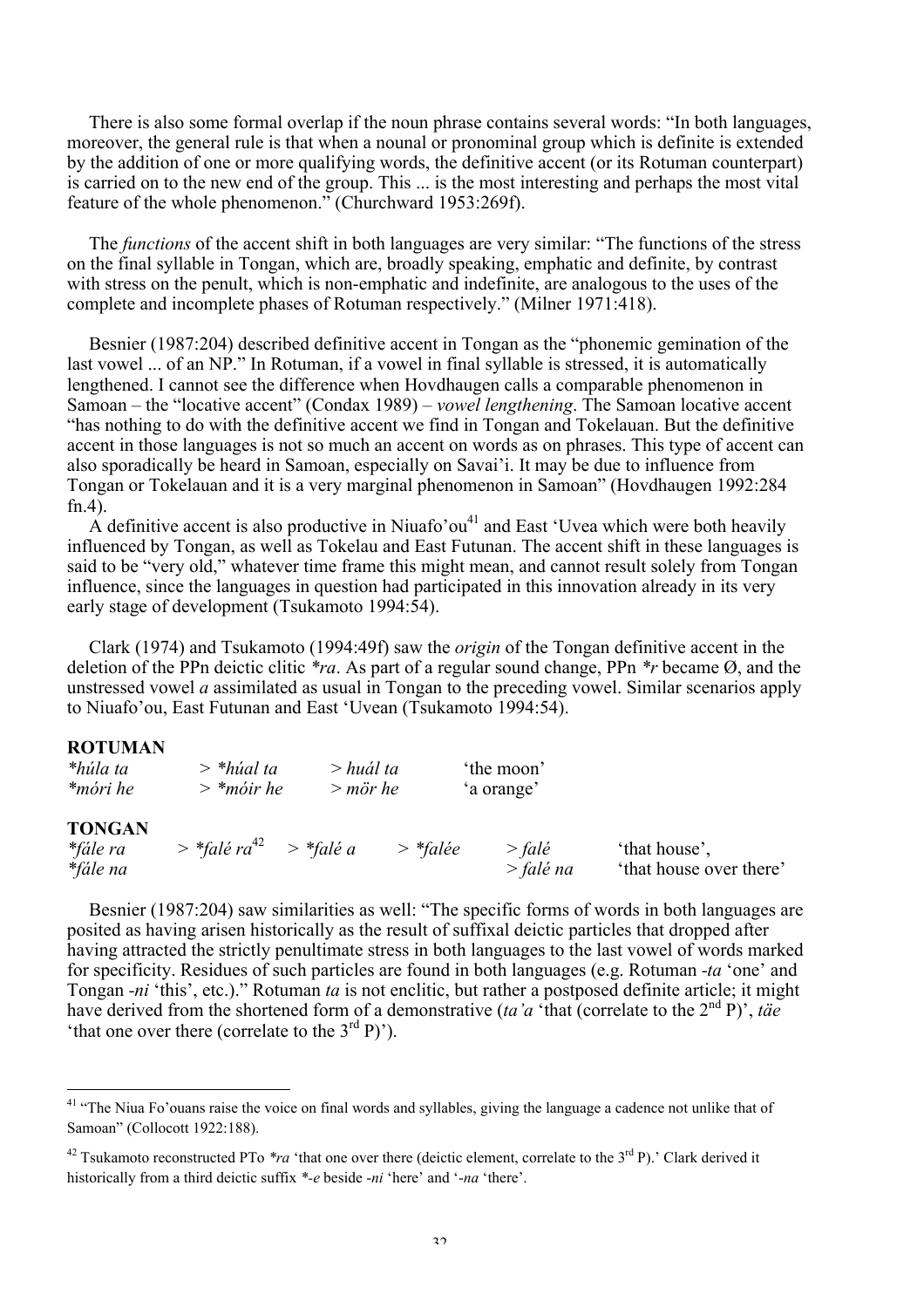There is also some formal overlap if the noun phrase contains several words: "In both languages, moreover, the general rule is that when a nounal or pronominal group which is definite is extended by the addition of one or more qualifying words, the definitive accent (or its Rotuman counterpart) is carried on to the new end of the group. This ... is the most interesting and perhaps the most vital feature of the whole phenomenon." (Churchward 1953:269f).

The *functions* of the accent shift in both languages are very similar: "The functions of the stress on the final syllable in Tongan, which are, broadly speaking, emphatic and definite, by contrast with stress on the penult, which is non-emphatic and indefinite, are analogous to the uses of the complete and incomplete phases of Rotuman respectively." (Milner 1971:418).

Besnier (1987:204) described definitive accent in Tongan as the "phonemic gemination of the last vowel ... of an NP." In Rotuman, if a vowel in final syllable is stressed, it is automatically lengthened. I cannot see the difference when Hovdhaugen calls a comparable phenomenon in Samoan – the "locative accent" (Condax 1989) – *vowel lengthening*. The Samoan locative accent "has nothing to do with the definitive accent we find in Tongan and Tokelauan. But the definitive accent in those languages is not so much an accent on words as on phrases. This type of accent can also sporadically be heard in Samoan, especially on Savai'i. It may be due to influence from Tongan or Tokelauan and it is a very marginal phenomenon in Samoan" (Hovdhaugen 1992:284 fn.4).

A definitive accent is also productive in Niuafo'ou[41] and East 'Uvea which were both heavily influenced by Tongan, as well as Tokelau and East Futunan. The accent shift in these languages is said to be "very old," whatever time frame this might mean, and cannot result solely from Tongan influence, since the languages in question had participated in this innovation already in its very early stage of development (Tsukamoto 1994:54).

Clark (1974) and Tsukamoto (1994:49f) saw the *origin* of the Tongan definitive accent in the deletion of the PPn deictic clitic *\*ra*. As part of a regular sound change, PPn *\*r* became Ø, and the unstressed vowel *a* assimilated as usual in Tongan to the preceding vowel. Similar scenarios apply to Niuafo'ou, East Futunan and East 'Uvean (Tsukamoto 1994:54).

**ROTUMAN**

| | | | | |
|---|---|---|---|---|
| *\*húla ta* | > *\*húal ta* | > *huál ta* | 'the moon' | |
| *\*móri he* | > *\*móir he* | > *mör he* | 'a orange' | |

**TONGAN**

| | | | | | |
|---|---|---|---|---|---|
| *\*fále ra* | > *\*falé ra*[42] | > *\*falé a* | > *\*falée* | > *falé* | 'that house', |
| *\*fále na* | | | | > *falé na* | 'that house over there' |

Besnier (1987:204) saw similarities as well: "The specific forms of words in both languages are posited as having arisen historically as the result of suffixal deictic particles that dropped after having attracted the strictly penultimate stress in both languages to the last vowel of words marked for specificity. Residues of such particles are found in both languages (e.g. Rotuman *-ta* 'one' and Tongan *-ni* 'this', etc.)." Rotuman *ta* is not enclitic, but rather a postposed definite article; it might have derived from the shortened form of a demonstrative (*ta'a* 'that (correlate to the 2nd P)', *täe* 'that one over there (correlate to the 3rd P)').

---

[41] "The Niua Fo'ouans raise the voice on final words and syllables, giving the language a cadence not unlike that of Samoan" (Collocott 1922:188).

[42] Tsukamoto reconstructed PTo *\*ra* 'that one over there (deictic element, correlate to the 3rd P).' Clark derived it historically from a third deictic suffix *\*-e* beside *-ni* 'here' and '*-na* 'there'.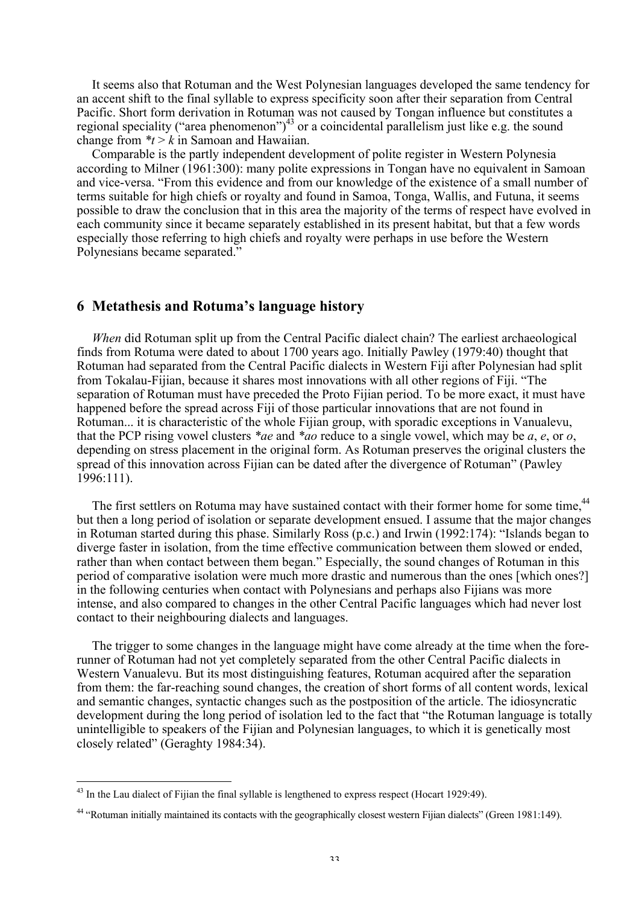It seems also that Rotuman and the West Polynesian languages developed the same tendency for an accent shift to the final syllable to express specificity soon after their separation from Central Pacific. Short form derivation in Rotuman was not caused by Tongan influence but constitutes a regional speciality ("area phenomenon")[43] or a coincidental parallelism just like e.g. the sound change from *\*t > k* in Samoan and Hawaiian.

Comparable is the partly independent development of polite register in Western Polynesia according to Milner (1961:300): many polite expressions in Tongan have no equivalent in Samoan and vice-versa. "From this evidence and from our knowledge of the existence of a small number of terms suitable for high chiefs or royalty and found in Samoa, Tonga, Wallis, and Futuna, it seems possible to draw the conclusion that in this area the majority of the terms of respect have evolved in each community since it became separately established in its present habitat, but that a few words especially those referring to high chiefs and royalty were perhaps in use before the Western Polynesians became separated."

## 6 Metathesis and Rotuma's language history

*When* did Rotuman split up from the Central Pacific dialect chain? The earliest archaeological finds from Rotuma were dated to about 1700 years ago. Initially Pawley (1979:40) thought that Rotuman had separated from the Central Pacific dialects in Western Fiji after Polynesian had split from Tokalau-Fijian, because it shares most innovations with all other regions of Fiji. "The separation of Rotuman must have preceded the Proto Fijian period. To be more exact, it must have happened before the spread across Fiji of those particular innovations that are not found in Rotuman... it is characteristic of the whole Fijian group, with sporadic exceptions in Vanualevu, that the PCP rising vowel clusters *\*ae* and *\*ao* reduce to a single vowel, which may be *a*, *e*, or *o*, depending on stress placement in the original form. As Rotuman preserves the original clusters the spread of this innovation across Fijian can be dated after the divergence of Rotuman" (Pawley 1996:111).

The first settlers on Rotuma may have sustained contact with their former home for some time,[44] but then a long period of isolation or separate development ensued. I assume that the major changes in Rotuman started during this phase. Similarly Ross (p.c.) and Irwin (1992:174): "Islands began to diverge faster in isolation, from the time effective communication between them slowed or ended, rather than when contact between them began." Especially, the sound changes of Rotuman in this period of comparative isolation were much more drastic and numerous than the ones [which ones?] in the following centuries when contact with Polynesians and perhaps also Fijians was more intense, and also compared to changes in the other Central Pacific languages which had never lost contact to their neighbouring dialects and languages.

The trigger to some changes in the language might have come already at the time when the fore-runner of Rotuman had not yet completely separated from the other Central Pacific dialects in Western Vanualevu. But its most distinguishing features, Rotuman acquired after the separation from them: the far-reaching sound changes, the creation of short forms of all content words, lexical and semantic changes, syntactic changes such as the postposition of the article. The idiosyncratic development during the long period of isolation led to the fact that "the Rotuman language is totally unintelligible to speakers of the Fijian and Polynesian languages, to which it is genetically most closely related" (Geraghty 1984:34).

---

[43] In the Lau dialect of Fijian the final syllable is lengthened to express respect (Hocart 1929:49).

[44] "Rotuman initially maintained its contacts with the geographically closest western Fijian dialects" (Green 1981:149).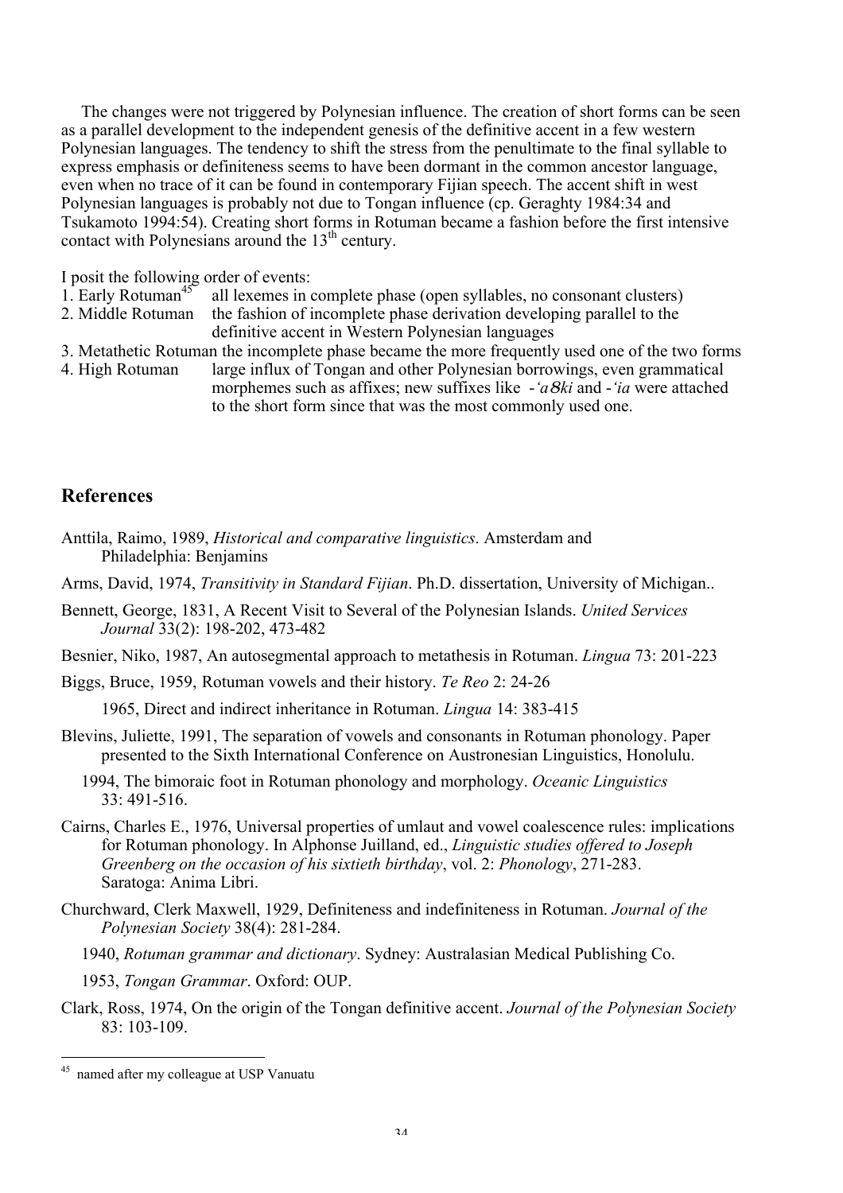The changes were not triggered by Polynesian influence. The creation of short forms can be seen as a parallel development to the independent genesis of the definitive accent in a few western Polynesian languages. The tendency to shift the stress from the penultimate to the final syllable to express emphasis or definiteness seems to have been dormant in the common ancestor language, even when no trace of it can be found in contemporary Fijian speech. The accent shift in west Polynesian languages is probably not due to Tongan influence (cp. Geraghty 1984:34 and Tsukamoto 1994:54). Creating short forms in Rotuman became a fashion before the first intensive contact with Polynesians around the 13th century.

I posit the following order of events:

1. Early Rotuman[45] all lexemes in complete phase (open syllables, no consonant clusters)
2. Middle Rotuman the fashion of incomplete phase derivation developing parallel to the definitive accent in Western Polynesian languages
3. Metathetic Rotuman the incomplete phase became the more frequently used one of the two forms
4. High Rotuman large influx of Tongan and other Polynesian borrowings, even grammatical morphemes such as affixes; new suffixes like *-'a8ki* and *-'ia* were attached to the short form since that was the most commonly used one.

## References

Anttila, Raimo, 1989, *Historical and comparative linguistics*. Amsterdam and Philadelphia: Benjamins

Arms, David, 1974, *Transitivity in Standard Fijian*. Ph.D. dissertation, University of Michigan..

Bennett, George, 1831, A Recent Visit to Several of the Polynesian Islands. *United Services Journal* 33(2): 198-202, 473-482

Besnier, Niko, 1987, An autosegmental approach to metathesis in Rotuman. *Lingua* 73: 201-223

Biggs, Bruce, 1959, Rotuman vowels and their history. *Te Reo* 2: 24-26

1965, Direct and indirect inheritance in Rotuman. *Lingua* 14: 383-415

Blevins, Juliette, 1991, The separation of vowels and consonants in Rotuman phonology. Paper presented to the Sixth International Conference on Austronesian Linguistics, Honolulu.

1994, The bimoraic foot in Rotuman phonology and morphology. *Oceanic Linguistics* 33: 491-516.

Cairns, Charles E., 1976, Universal properties of umlaut and vowel coalescence rules: implications for Rotuman phonology. In Alphonse Juilland, ed., *Linguistic studies offered to Joseph Greenberg on the occasion of his sixtieth birthday*, vol. 2: *Phonology*, 271-283. Saratoga: Anima Libri.

Churchward, Clerk Maxwell, 1929, Definiteness and indefiniteness in Rotuman. *Journal of the Polynesian Society* 38(4): 281-284.

1940, *Rotuman grammar and dictionary*. Sydney: Australasian Medical Publishing Co.

1953, *Tongan Grammar*. Oxford: OUP.

Clark, Ross, 1974, On the origin of the Tongan definitive accent. *Journal of the Polynesian Society* 83: 103-109.

---

[45] named after my colleague at USP Vanuatu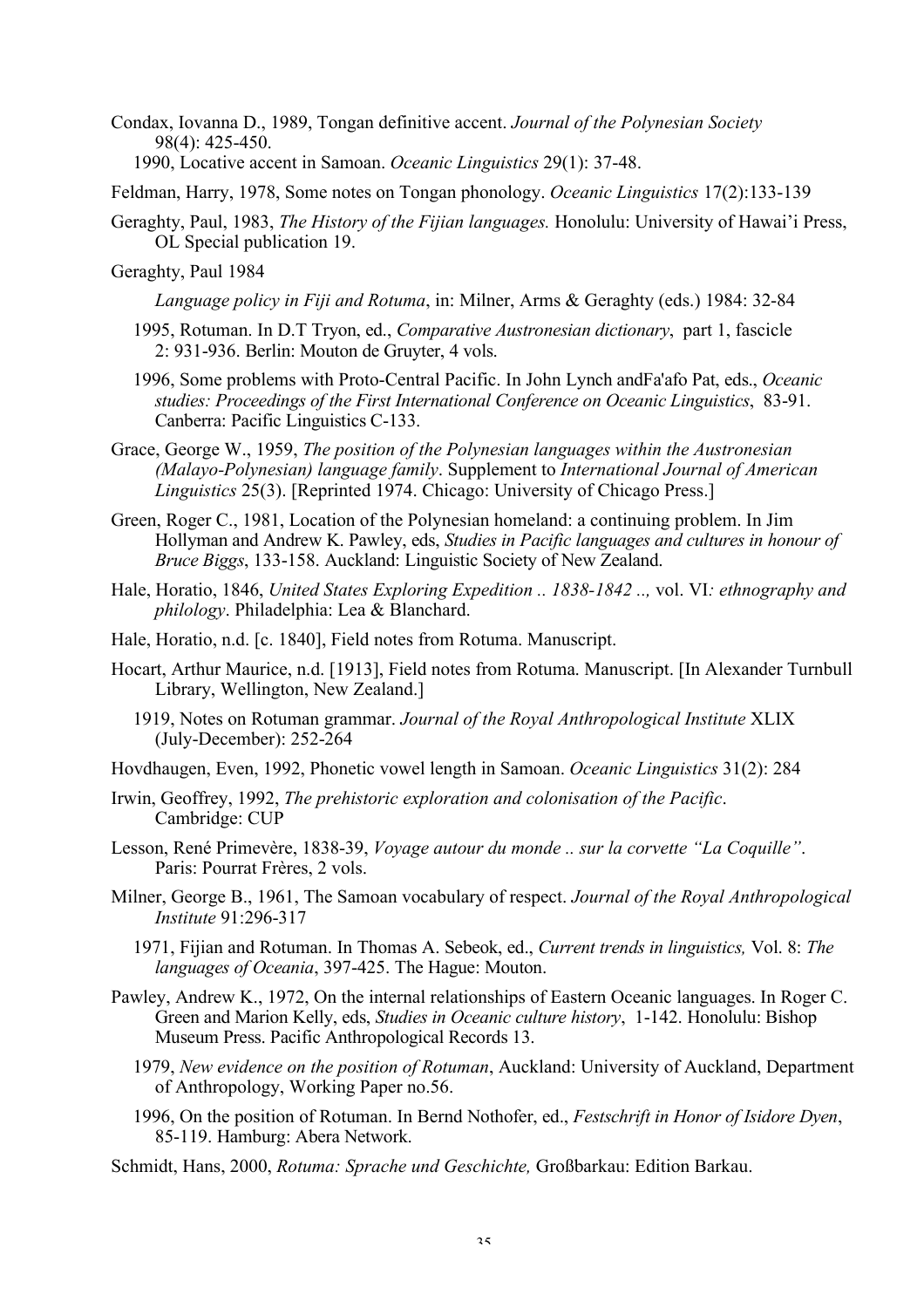Condax, Iovanna D., 1989, Tongan definitive accent. *Journal of the Polynesian Society* 98(4): 425-450.

1990, Locative accent in Samoan. *Oceanic Linguistics* 29(1): 37-48.

Feldman, Harry, 1978, Some notes on Tongan phonology. *Oceanic Linguistics* 17(2):133-139

Geraghty, Paul, 1983, *The History of the Fijian languages.* Honolulu: University of Hawai'i Press, OL Special publication 19.

Geraghty, Paul 1984

*Language policy in Fiji and Rotuma*, in: Milner, Arms & Geraghty (eds.) 1984: 32-84

1995, Rotuman. In D.T Tryon, ed., *Comparative Austronesian dictionary*, part 1, fascicle 2: 931-936. Berlin: Mouton de Gruyter, 4 vols.

1996, Some problems with Proto-Central Pacific. In John Lynch andFa'afo Pat, eds., *Oceanic studies: Proceedings of the First International Conference on Oceanic Linguistics*, 83-91. Canberra: Pacific Linguistics C-133.

Grace, George W., 1959, *The position of the Polynesian languages within the Austronesian (Malayo-Polynesian) language family*. Supplement to *International Journal of American Linguistics* 25(3). [Reprinted 1974. Chicago: University of Chicago Press.]

Green, Roger C., 1981, Location of the Polynesian homeland: a continuing problem. In Jim Hollyman and Andrew K. Pawley, eds, *Studies in Pacific languages and cultures in honour of Bruce Biggs*, 133-158. Auckland: Linguistic Society of New Zealand.

Hale, Horatio, 1846, *United States Exploring Expedition .. 1838-1842 ..,* vol. VI*: ethnography and philology*. Philadelphia: Lea & Blanchard.

Hale, Horatio, n.d. [c. 1840], Field notes from Rotuma. Manuscript.

Hocart, Arthur Maurice, n.d. [1913], Field notes from Rotuma. Manuscript. [In Alexander Turnbull Library, Wellington, New Zealand.]

1919, Notes on Rotuman grammar. *Journal of the Royal Anthropological Institute* XLIX (July-December): 252-264

Hovdhaugen, Even, 1992, Phonetic vowel length in Samoan. *Oceanic Linguistics* 31(2): 284

Irwin, Geoffrey, 1992, *The prehistoric exploration and colonisation of the Pacific*. Cambridge: CUP

Lesson, René Primevère, 1838-39, *Voyage autour du monde .. sur la corvette "La Coquille"*. Paris: Pourrat Frères, 2 vols.

Milner, George B., 1961, The Samoan vocabulary of respect. *Journal of the Royal Anthropological Institute* 91:296-317

1971, Fijian and Rotuman. In Thomas A. Sebeok, ed., *Current trends in linguistics,* Vol. 8: *The languages of Oceania*, 397-425. The Hague: Mouton.

Pawley, Andrew K., 1972, On the internal relationships of Eastern Oceanic languages. In Roger C. Green and Marion Kelly, eds, *Studies in Oceanic culture history*, 1-142. Honolulu: Bishop Museum Press. Pacific Anthropological Records 13.

1979, *New evidence on the position of Rotuman*, Auckland: University of Auckland, Department of Anthropology, Working Paper no.56.

1996, On the position of Rotuman. In Bernd Nothofer, ed., *Festschrift in Honor of Isidore Dyen*, 85-119. Hamburg: Abera Network.

Schmidt, Hans, 2000, *Rotuma: Sprache und Geschichte,* Großbarkau: Edition Barkau.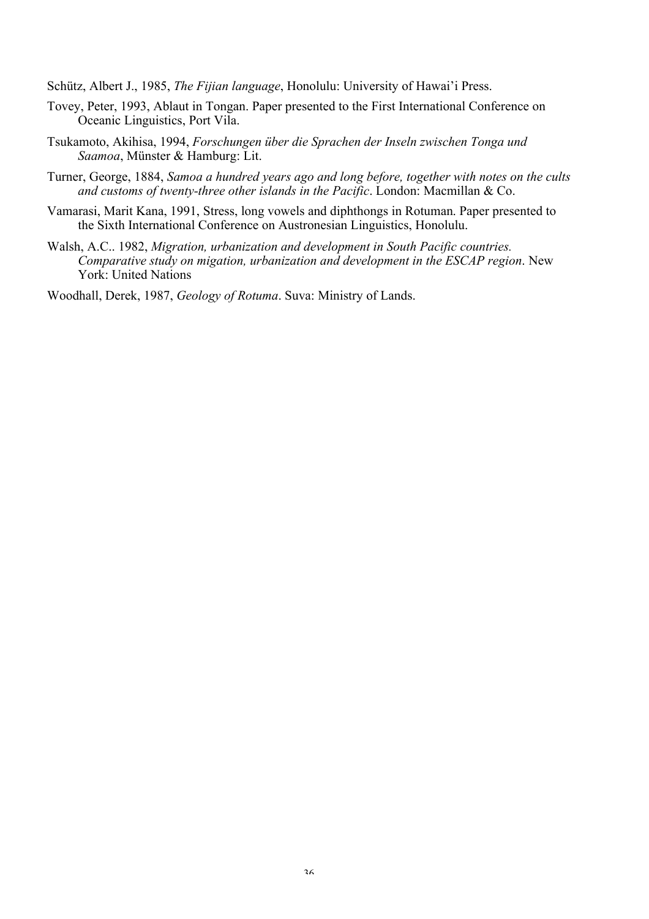Schütz, Albert J., 1985, *The Fijian language*, Honolulu: University of Hawai'i Press.

Tovey, Peter, 1993, Ablaut in Tongan. Paper presented to the First International Conference on Oceanic Linguistics, Port Vila.

Tsukamoto, Akihisa, 1994, *Forschungen über die Sprachen der Inseln zwischen Tonga und Saamoa*, Münster & Hamburg: Lit.

Turner, George, 1884, *Samoa a hundred years ago and long before, together with notes on the cults and customs of twenty-three other islands in the Pacific*. London: Macmillan & Co.

Vamarasi, Marit Kana, 1991, Stress, long vowels and diphthongs in Rotuman. Paper presented to the Sixth International Conference on Austronesian Linguistics, Honolulu.

Walsh, A.C.. 1982, *Migration, urbanization and development in South Pacific countries. Comparative study on migation, urbanization and development in the ESCAP region*. New York: United Nations

Woodhall, Derek, 1987, *Geology of Rotuma*. Suva: Ministry of Lands.